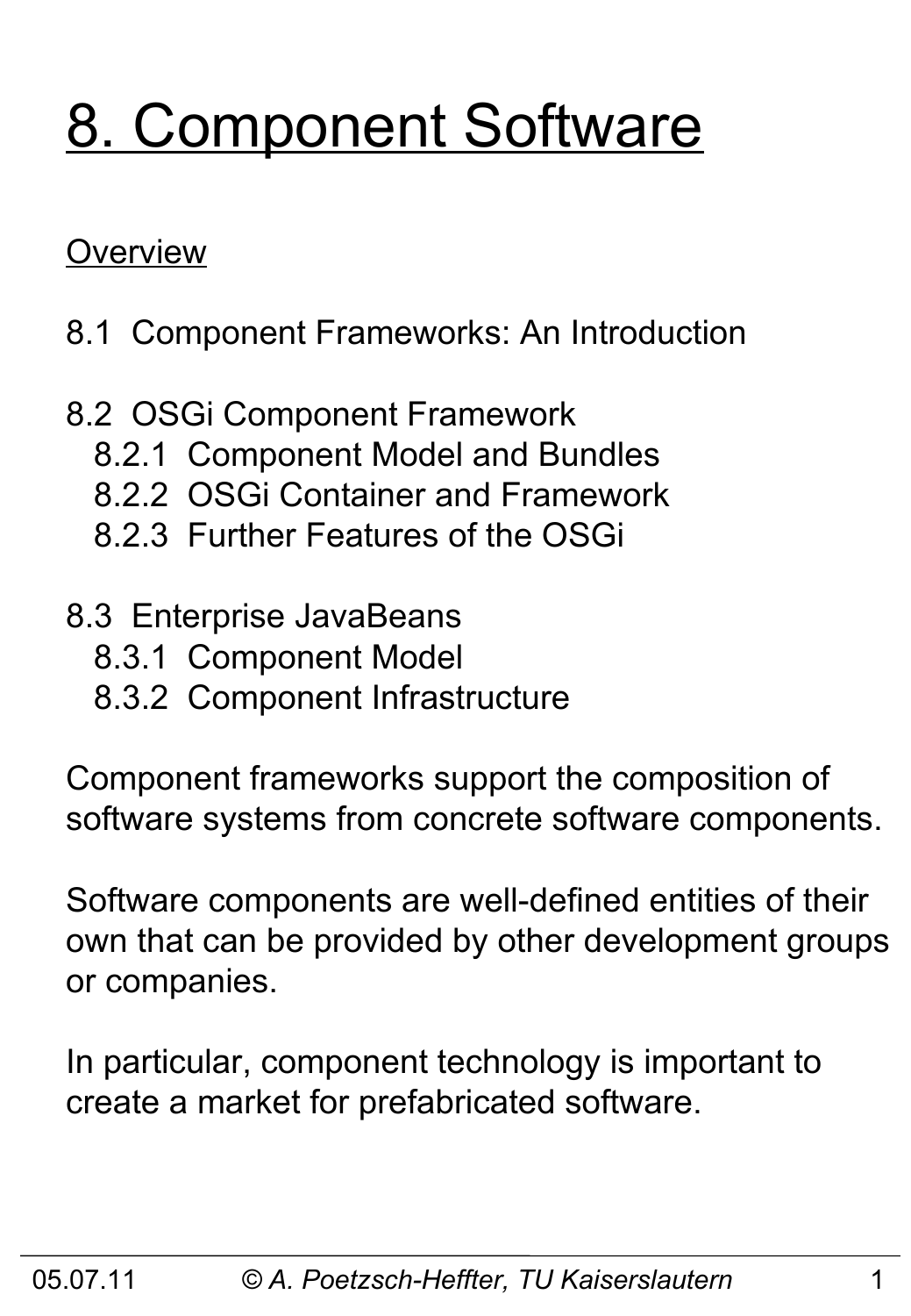# 8. Component Software

## Overview

8.1 Component Frameworks: An Introduction

8.2 OSGi Component Framework
- 8.2.1 Component Model and Bundles
- 8.2.2 OSGi Container and Framework
- 8.2.3 Further Features of the OSGi

8.3 Enterprise JavaBeans
- 8.3.1 Component Model
- 8.3.2 Component Infrastructure

Component frameworks support the composition of software systems from concrete software components.

Software components are well-defined entities of their own that can be provided by other development groups or companies.

In particular, component technology is important to create a market for prefabricated software.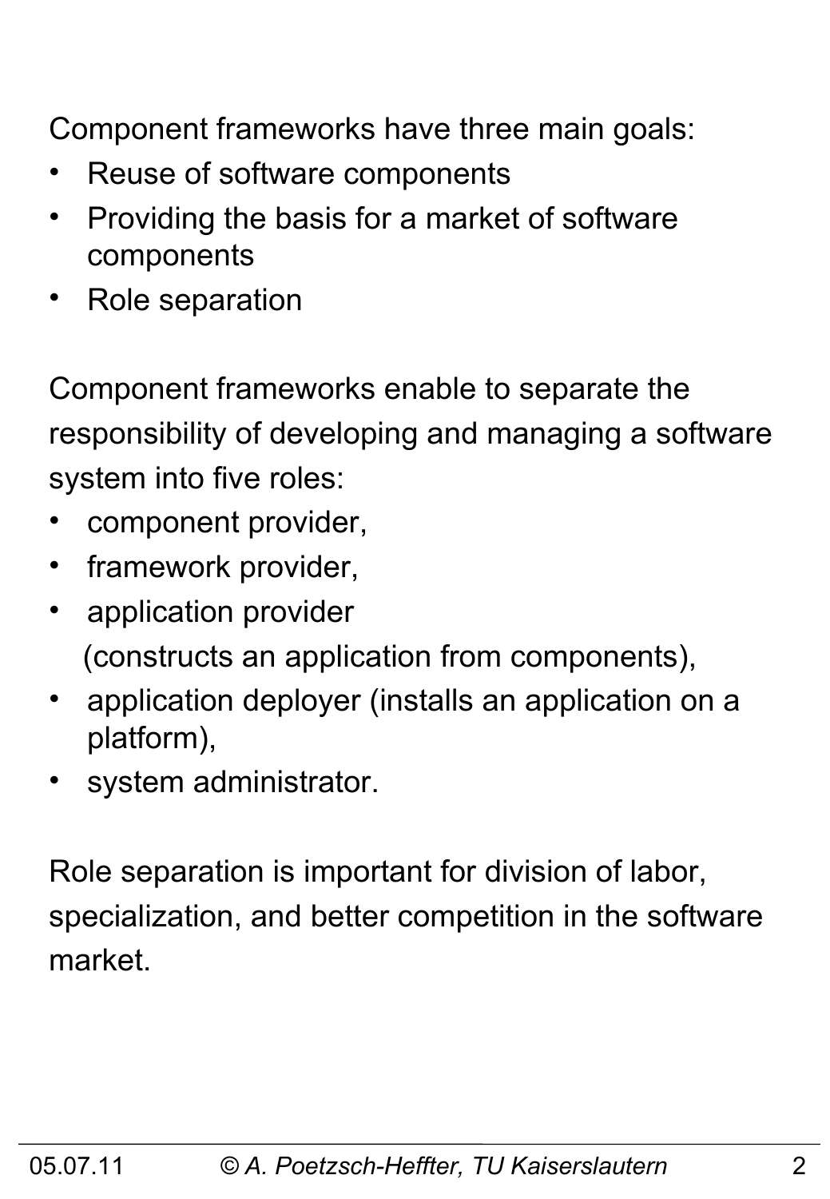Component frameworks have three main goals:

- Reuse of software components
- Providing the basis for a market of software components
- Role separation

Component frameworks enable to separate the responsibility of developing and managing a software system into five roles:

- component provider,
- framework provider,
- application provider
  (constructs an application from components),
- application deployer (installs an application on a platform),
- system administrator.

Role separation is important for division of labor, specialization, and better competition in the software market.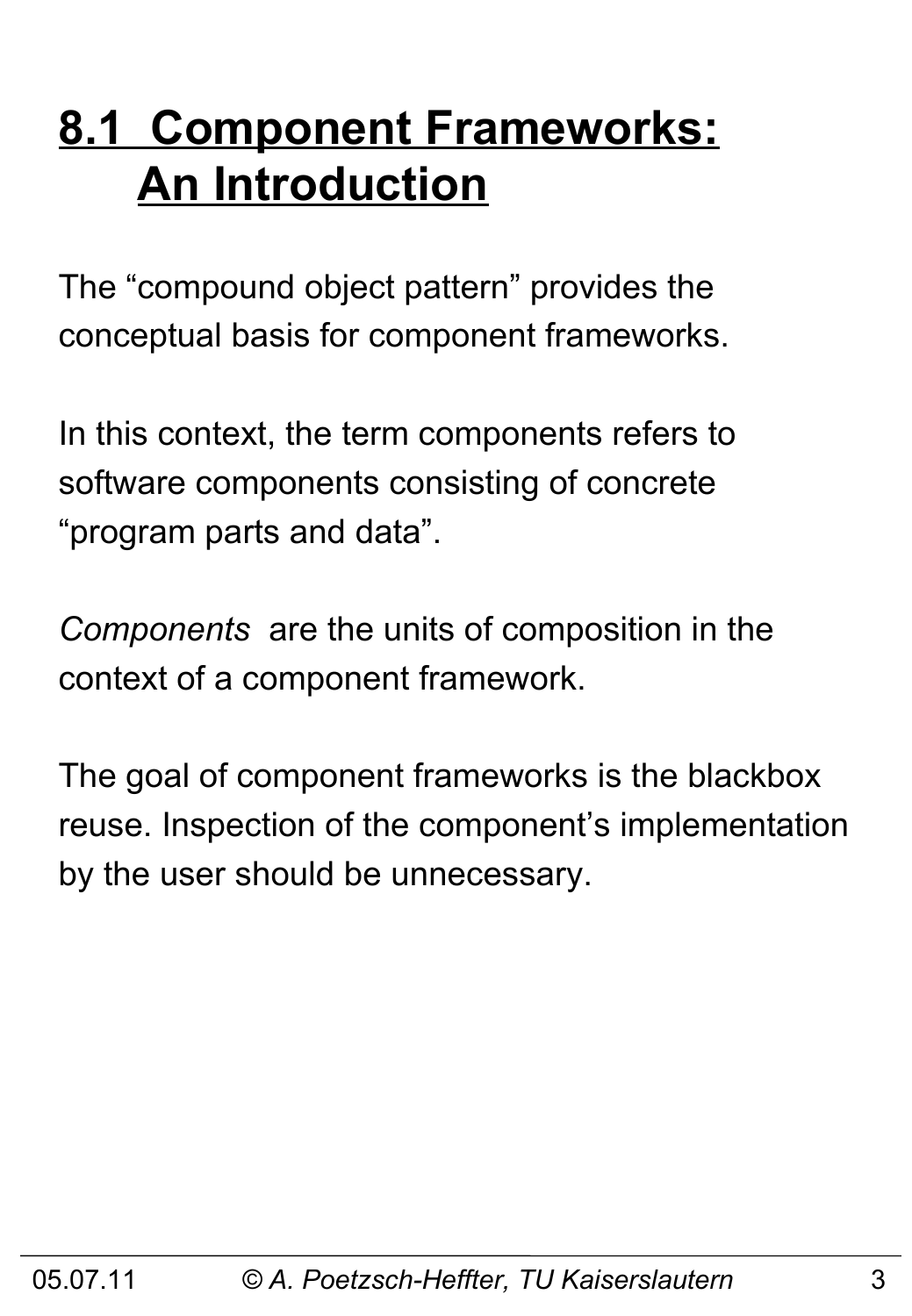# 8.1 Component Frameworks: An Introduction

The "compound object pattern" provides the conceptual basis for component frameworks.

In this context, the term components refers to software components consisting of concrete "program parts and data".

*Components* are the units of composition in the context of a component framework.

The goal of component frameworks is the blackbox reuse. Inspection of the component's implementation by the user should be unnecessary.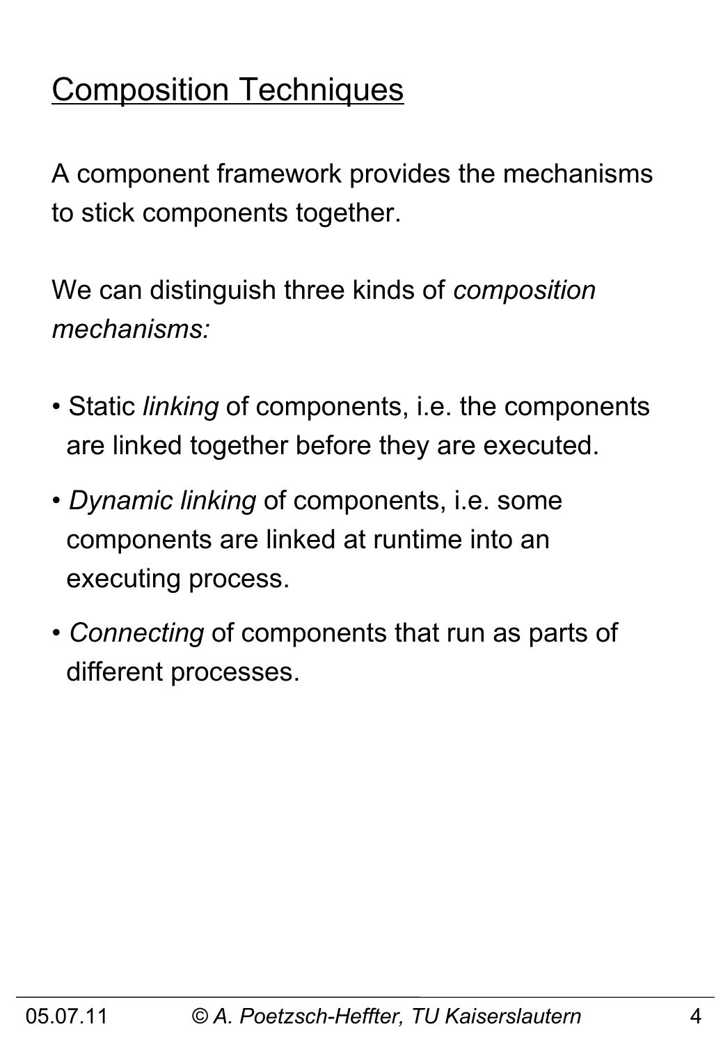# Composition Techniques

A component framework provides the mechanisms to stick components together.

We can distinguish three kinds of *composition mechanisms:*

- Static *linking* of components, i.e. the components are linked together before they are executed.
- *Dynamic linking* of components, i.e. some components are linked at runtime into an executing process.
- *Connecting* of components that run as parts of different processes.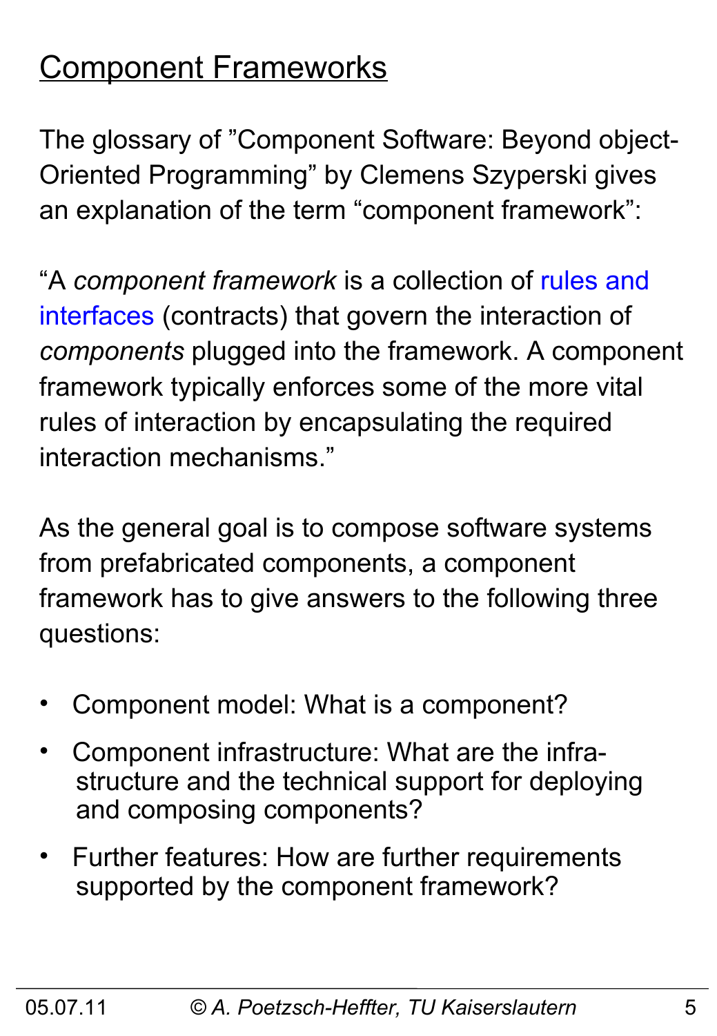# Component Frameworks

The glossary of "Component Software: Beyond object-Oriented Programming" by Clemens Szyperski gives an explanation of the term "component framework":

"A *component framework* is a collection of rules and interfaces (contracts) that govern the interaction of *components* plugged into the framework. A component framework typically enforces some of the more vital rules of interaction by encapsulating the required interaction mechanisms."

As the general goal is to compose software systems from prefabricated components, a component framework has to give answers to the following three questions:

- Component model: What is a component?
- Component infrastructure: What are the infrastructure and the technical support for deploying and composing components?
- Further features: How are further requirements supported by the component framework?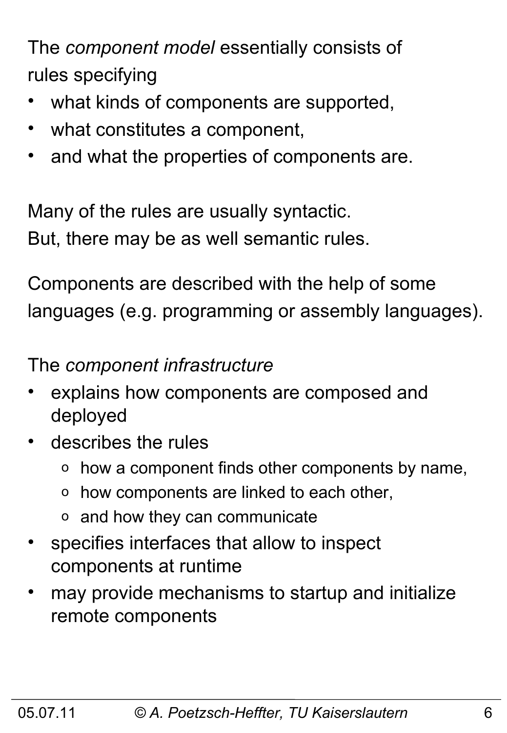The *component model* essentially consists of rules specifying

- what kinds of components are supported,
- what constitutes a component,
- and what the properties of components are.

Many of the rules are usually syntactic.
But, there may be as well semantic rules.

Components are described with the help of some languages (e.g. programming or assembly languages).

The *component infrastructure*

- explains how components are composed and deployed
- describes the rules
  - how a component finds other components by name,
  - how components are linked to each other,
  - and how they can communicate
- specifies interfaces that allow to inspect components at runtime
- may provide mechanisms to startup and initialize remote components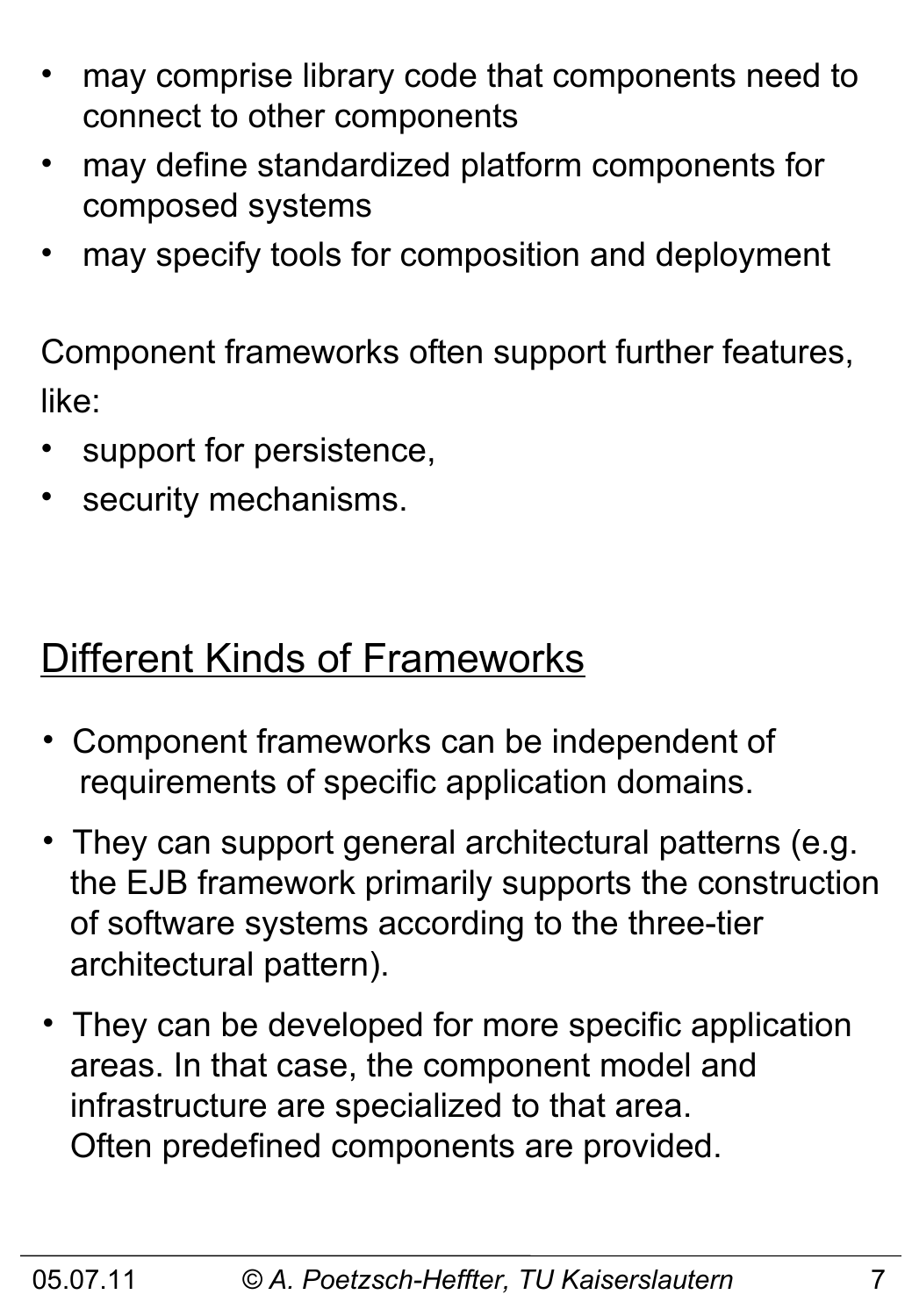- may comprise library code that components need to connect to other components
- may define standardized platform components for composed systems
- may specify tools for composition and deployment

Component frameworks often support further features, like:

- support for persistence,
- security mechanisms.

## Different Kinds of Frameworks

- Component frameworks can be independent of requirements of specific application domains.
- They can support general architectural patterns (e.g. the EJB framework primarily supports the construction of software systems according to the three-tier architectural pattern).
- They can be developed for more specific application areas. In that case, the component model and infrastructure are specialized to that area. Often predefined components are provided.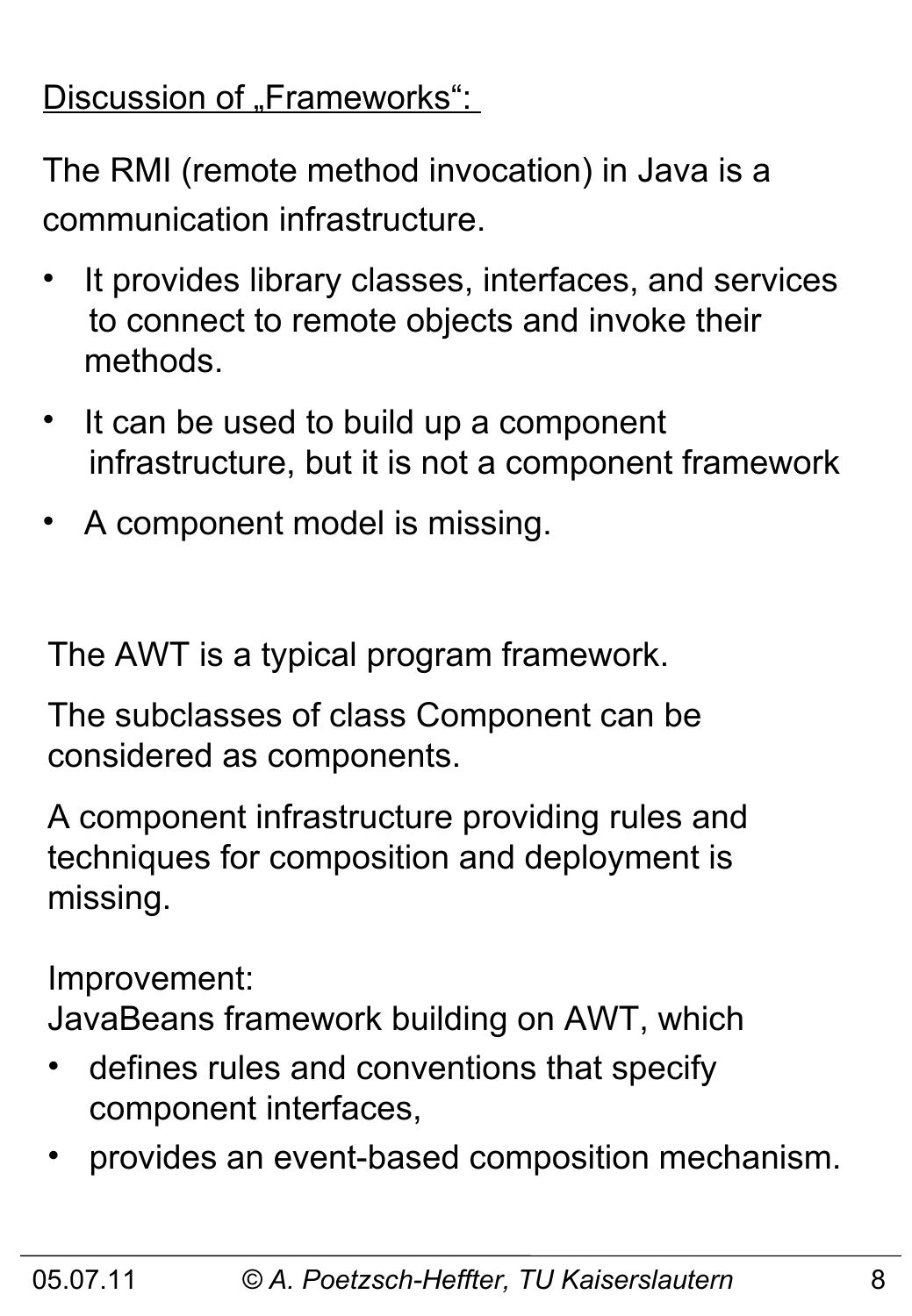Discussion of „Frameworks":

The RMI (remote method invocation) in Java is a communication infrastructure.

- It provides library classes, interfaces, and services to connect to remote objects and invoke their methods.
- It can be used to build up a component infrastructure, but it is not a component framework
- A component model is missing.

The AWT is a typical program framework.

The subclasses of class Component can be considered as components.

A component infrastructure providing rules and techniques for composition and deployment is missing.

Improvement:
JavaBeans framework building on AWT, which

- defines rules and conventions that specify component interfaces,
- provides an event-based composition mechanism.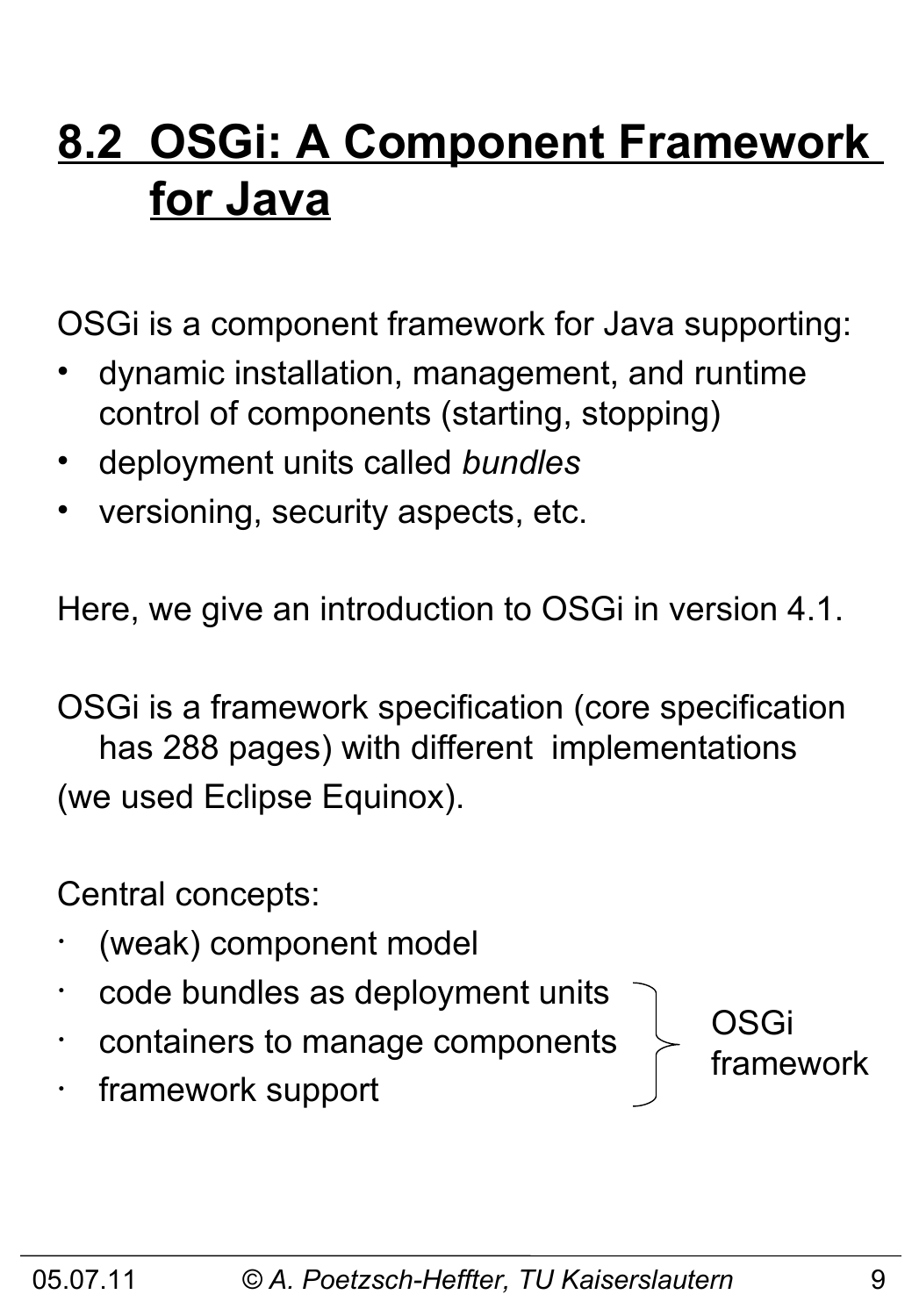# 8.2 OSGi: A Component Framework for Java

OSGi is a component framework for Java supporting:

- dynamic installation, management, and runtime control of components (starting, stopping)
- deployment units called *bundles*
- versioning, security aspects, etc.

Here, we give an introduction to OSGi in version 4.1.

OSGi is a framework specification (core specification has 288 pages) with different implementations (we used Eclipse Equinox).

Central concepts:

- (weak) component model
- code bundles as deployment units
- containers to manage components
- framework support

(The last three items are grouped by a brace labeled: OSGi framework)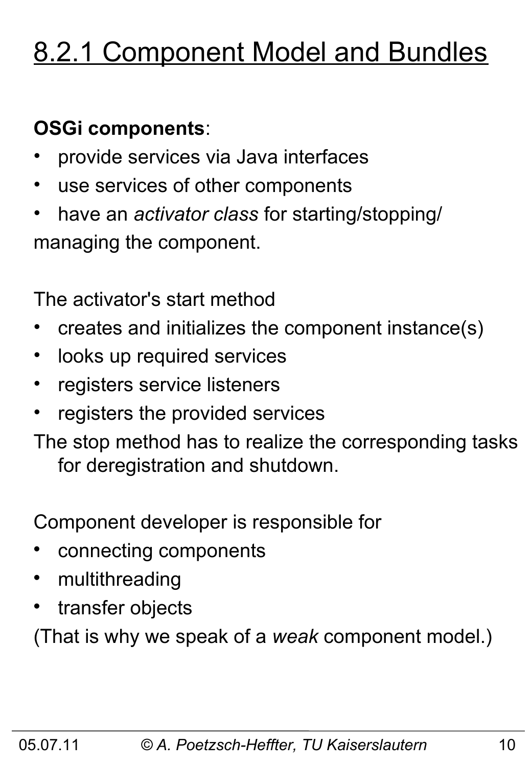# 8.2.1 Component Model and Bundles

**OSGi components**:

- provide services via Java interfaces
- use services of other components
- have an *activator class* for starting/stopping/ managing the component.

The activator's start method

- creates and initializes the component instance(s)
- looks up required services
- registers service listeners
- registers the provided services

The stop method has to realize the corresponding tasks for deregistration and shutdown.

Component developer is responsible for

- connecting components
- multithreading
- transfer objects

(That is why we speak of a *weak* component model.)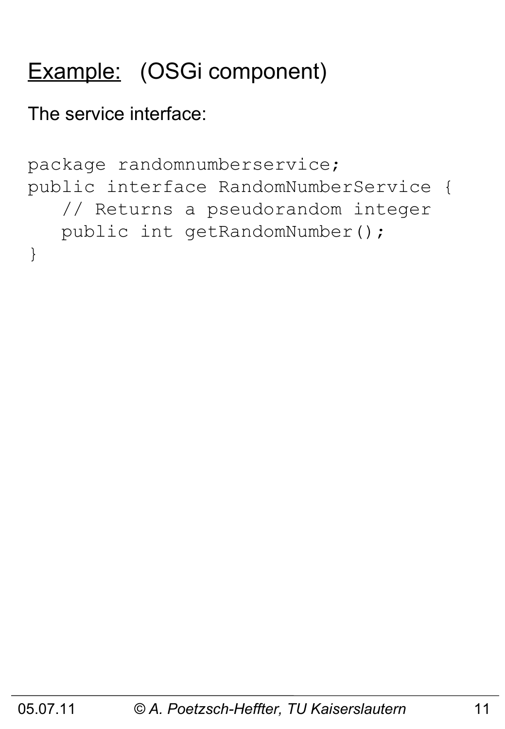## Example: (OSGi component)

The service interface:

```
package randomnumberservice;
public interface RandomNumberService {
   // Returns a pseudorandom integer
   public int getRandomNumber();
}
```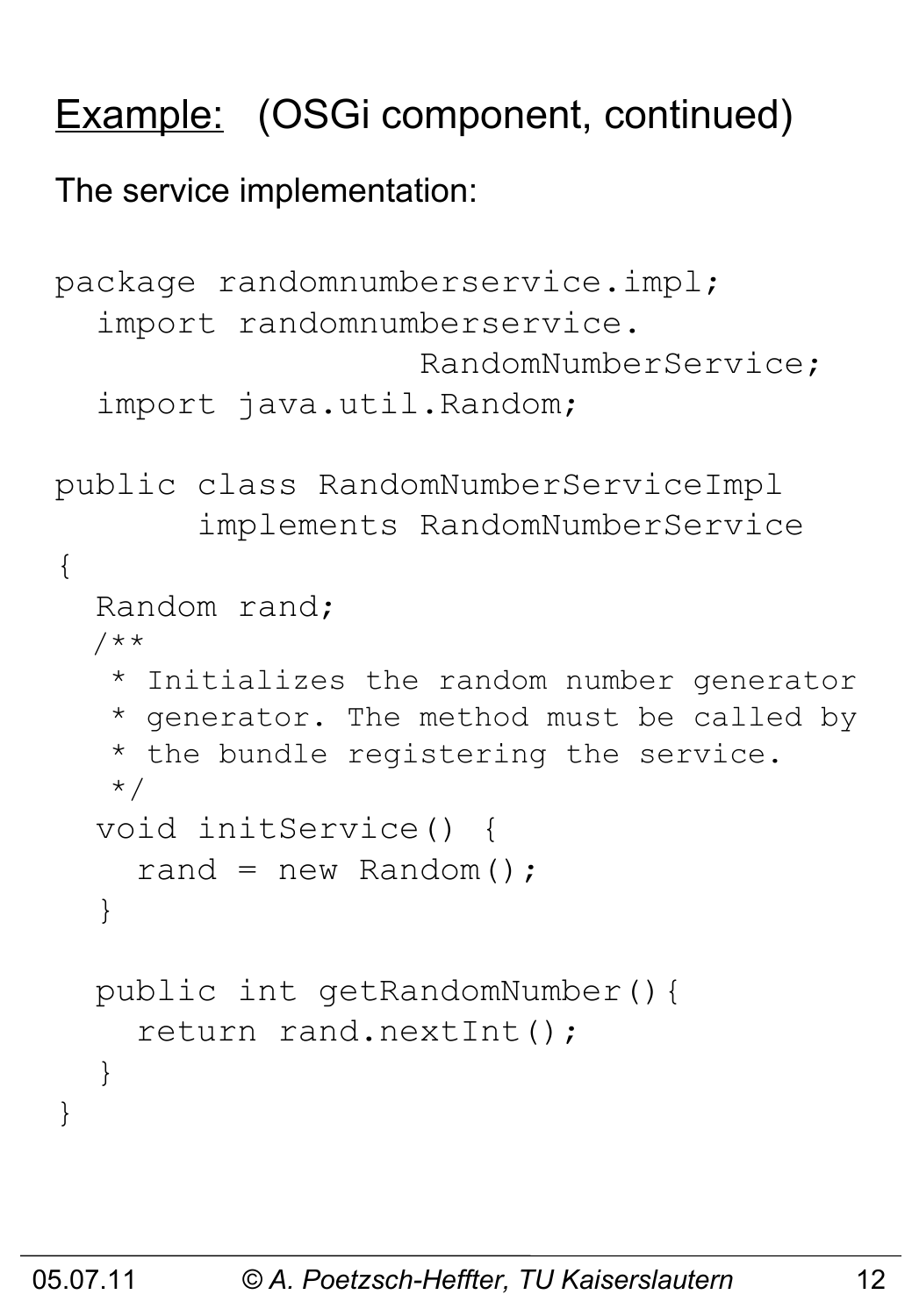# Example: (OSGi component, continued)

The service implementation:

```
package randomnumberservice.impl;
  import randomnumberservice.
                  RandomNumberService;
  import java.util.Random;

public class RandomNumberServiceImpl
       implements RandomNumberService
{
  Random rand;
  /**
   * Initializes the random number generator
   * generator. The method must be called by
   * the bundle registering the service.
   */
  void initService() {
    rand = new Random();
  }

  public int getRandomNumber(){
    return rand.nextInt();
  }
}
```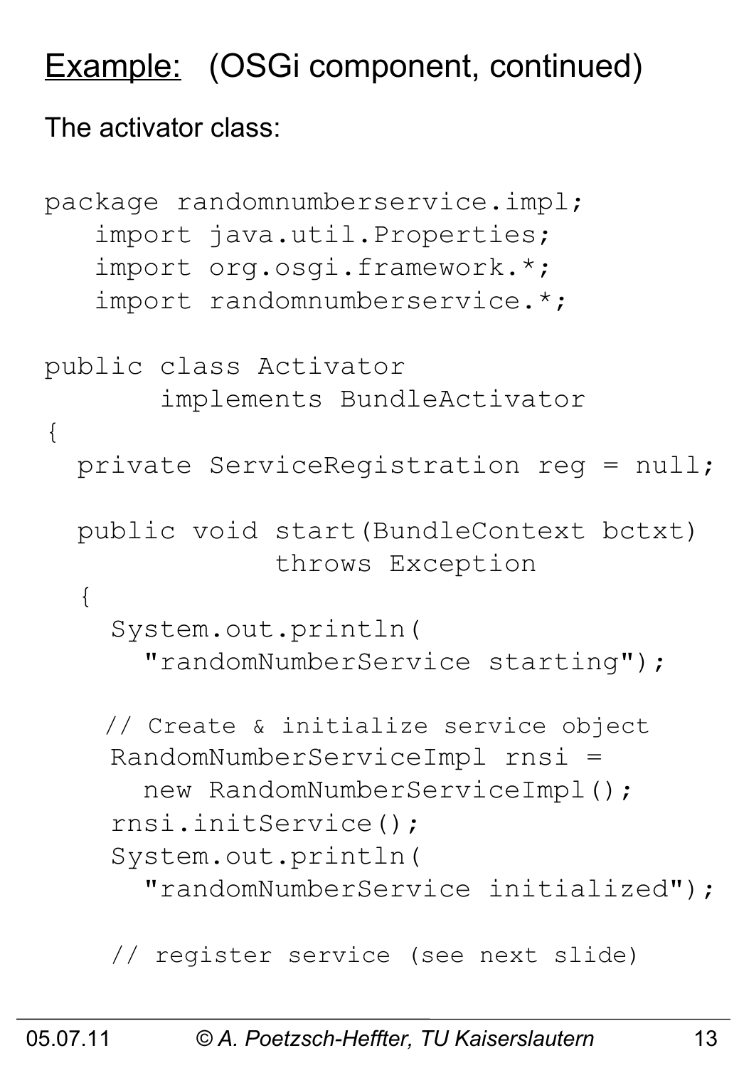## Example: (OSGi component, continued)

The activator class:

```
package randomnumberservice.impl;
   import java.util.Properties;
   import org.osgi.framework.*;
   import randomnumberservice.*;

public class Activator
       implements BundleActivator
{
  private ServiceRegistration reg = null;

  public void start(BundleContext bctxt)
              throws Exception
  {
    System.out.println(
      "randomNumberService starting");

    // Create & initialize service object
    RandomNumberServiceImpl rnsi =
      new RandomNumberServiceImpl();
    rnsi.initService();
    System.out.println(
      "randomNumberService initialized");

    // register service (see next slide)
```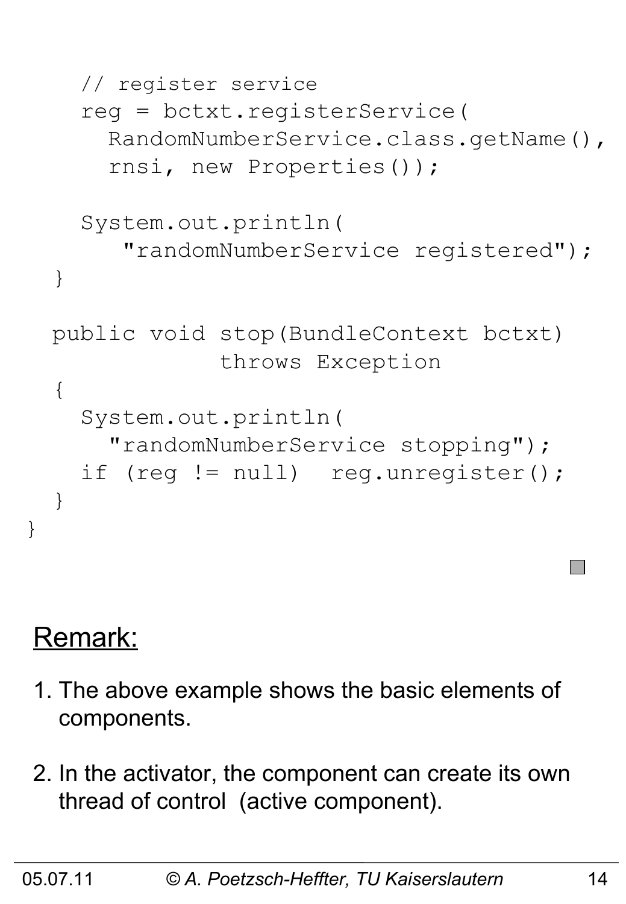```java
    // register service
    reg = bctxt.registerService(
      RandomNumberService.class.getName(),
      rnsi, new Properties());

    System.out.println(
       "randomNumberService registered");
  }

  public void stop(BundleContext bctxt)
              throws Exception
  {
    System.out.println(
      "randomNumberService stopping");
    if (reg != null)  reg.unregister();
  }
}
```

## Remark:

1. The above example shows the basic elements of components.

2. In the activator, the component can create its own thread of control (active component).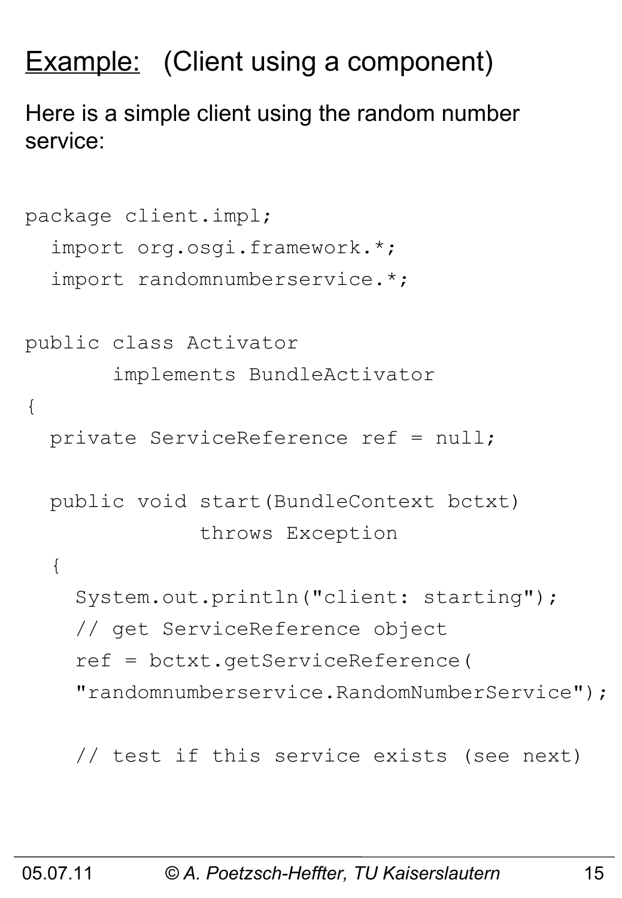## Example: (Client using a component)

Here is a simple client using the random number service:

```
package client.impl;
  import org.osgi.framework.*;
  import randomnumberservice.*;

public class Activator
       implements BundleActivator
{
  private ServiceReference ref = null;

  public void start(BundleContext bctxt)
              throws Exception
  {
    System.out.println("client: starting");
    // get ServiceReference object
    ref = bctxt.getServiceReference(
    "randomnumberservice.RandomNumberService");

    // test if this service exists (see next)
```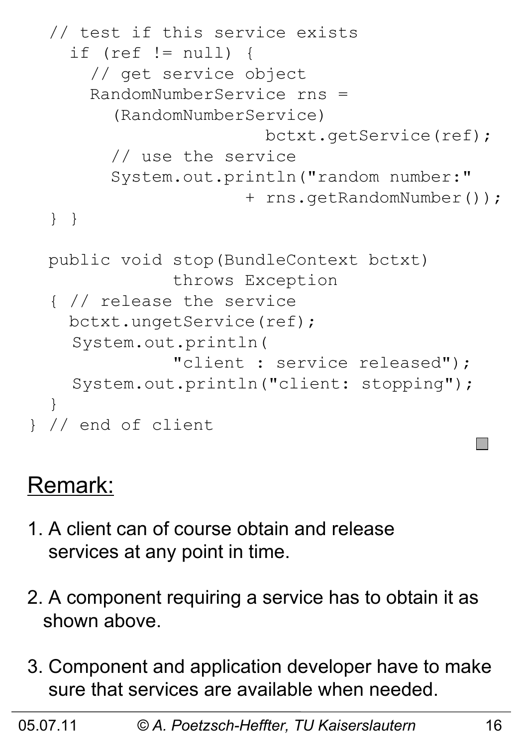```
  // test if this service exists
    if (ref != null) {
      // get service object
      RandomNumberService rns =
        (RandomNumberService)
                      bctxt.getService(ref);
        // use the service
        System.out.println("random number:"
                     + rns.getRandomNumber());
  } }

  public void stop(BundleContext bctxt)
              throws Exception
  { // release the service
    bctxt.ungetService(ref);
    System.out.println(
              "client : service released");
    System.out.println("client: stopping");
  }
} // end of client
```

## Remark:

1. A client can of course obtain and release services at any point in time.

2. A component requiring a service has to obtain it as shown above.

3. Component and application developer have to make sure that services are available when needed.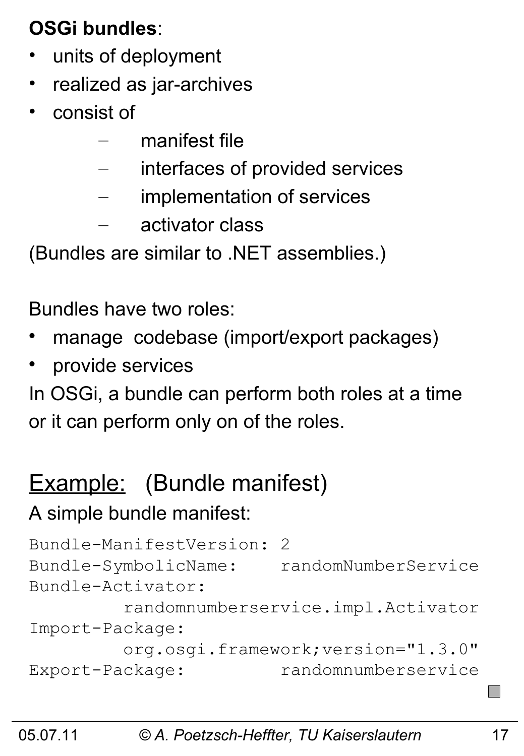**OSGi bundles**:

- units of deployment
- realized as jar-archives
- consist of
  - manifest file
  - interfaces of provided services
  - implementation of services
  - activator class

(Bundles are similar to .NET assemblies.)

Bundles have two roles:

- manage codebase (import/export packages)
- provide services

In OSGi, a bundle can perform both roles at a time or it can perform only on of the roles.

## Example: (Bundle manifest)

A simple bundle manifest:

```
Bundle-ManifestVersion: 2
Bundle-SymbolicName:    randomNumberService
Bundle-Activator:
         randomnumberservice.impl.Activator
Import-Package:
         org.osgi.framework;version="1.3.0"
Export-Package:         randomnumberservice
```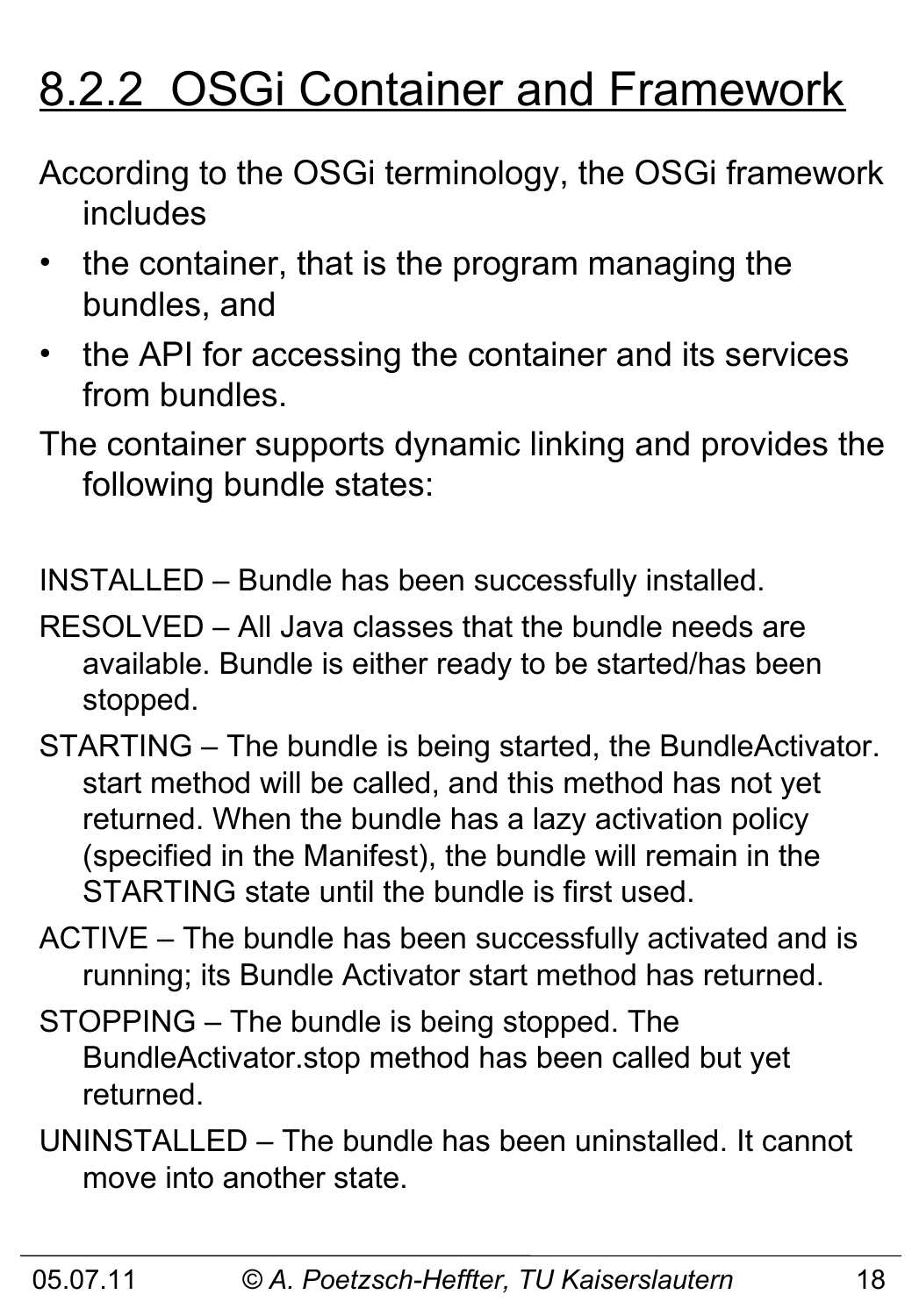# 8.2.2 OSGi Container and Framework

According to the OSGi terminology, the OSGi framework includes

- the container, that is the program managing the bundles, and
- the API for accessing the container and its services from bundles.

The container supports dynamic linking and provides the following bundle states:

INSTALLED – Bundle has been successfully installed.

RESOLVED – All Java classes that the bundle needs are available. Bundle is either ready to be started/has been stopped.

STARTING – The bundle is being started, the BundleActivator. start method will be called, and this method has not yet returned. When the bundle has a lazy activation policy (specified in the Manifest), the bundle will remain in the STARTING state until the bundle is first used.

ACTIVE – The bundle has been successfully activated and is running; its Bundle Activator start method has returned.

STOPPING – The bundle is being stopped. The BundleActivator.stop method has been called but yet returned.

UNINSTALLED – The bundle has been uninstalled. It cannot move into another state.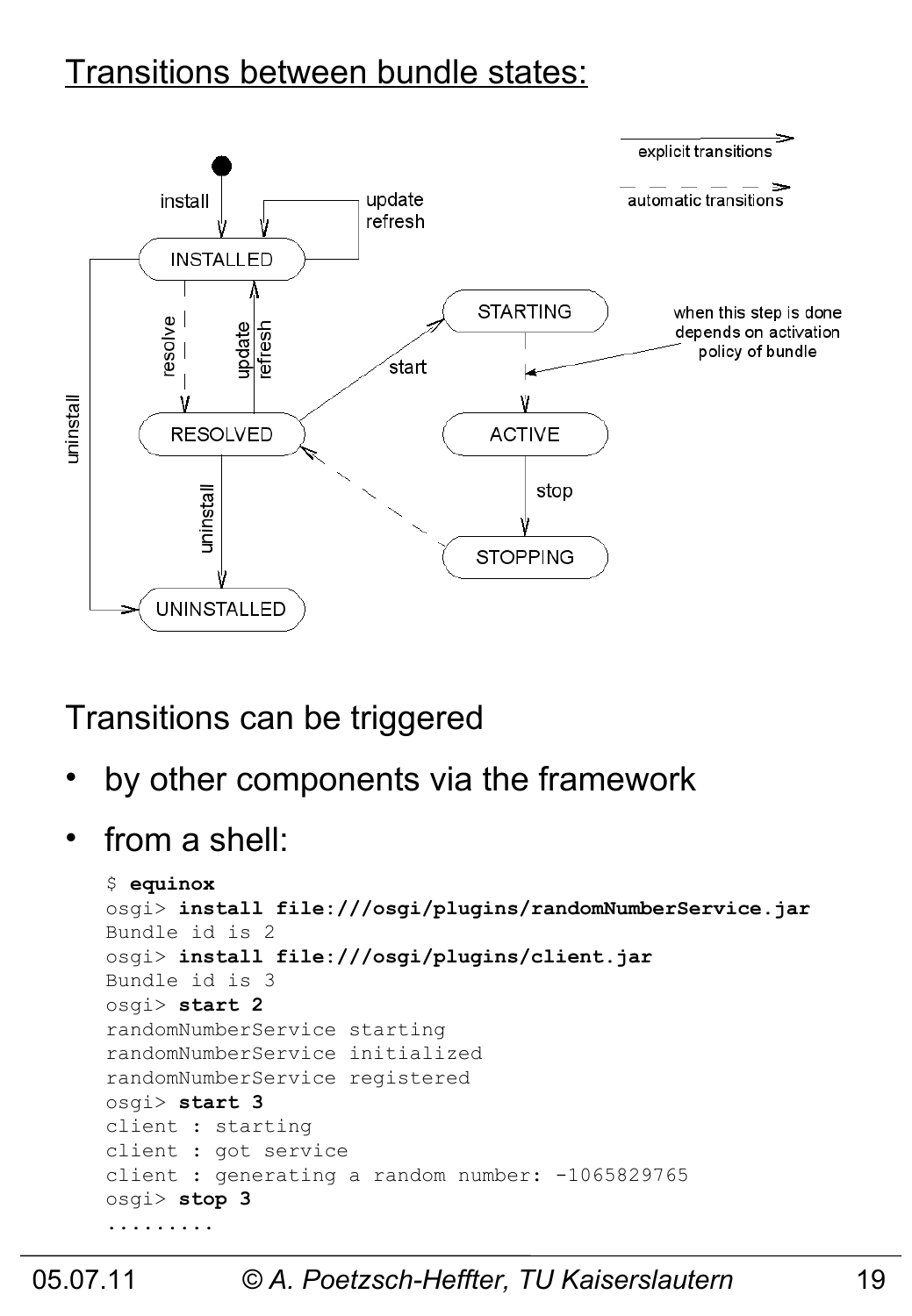## Transitions between bundle states:

explicit transitions

automatic transitions

install

update
refresh

INSTALLED

resolve

update
refresh

STARTING

start

when this step is done depends on activation policy of bundle

uninstall

RESOLVED

ACTIVE

uninstall

stop

STOPPING

UNINSTALLED

Transitions can be triggered

- by other components via the framework
- from a shell:

```
$ equinox
osgi> install file:///osgi/plugins/randomNumberService.jar
Bundle id is 2
osgi> install file:///osgi/plugins/client.jar
Bundle id is 3
osgi> start 2
randomNumberService starting
randomNumberService initialized
randomNumberService registered
osgi> start 3
client : starting
client : got service
client : generating a random number: -1065829765
osgi> stop 3
.........
```

05.07.11 © A. Poetzsch-Heffter, TU Kaiserslautern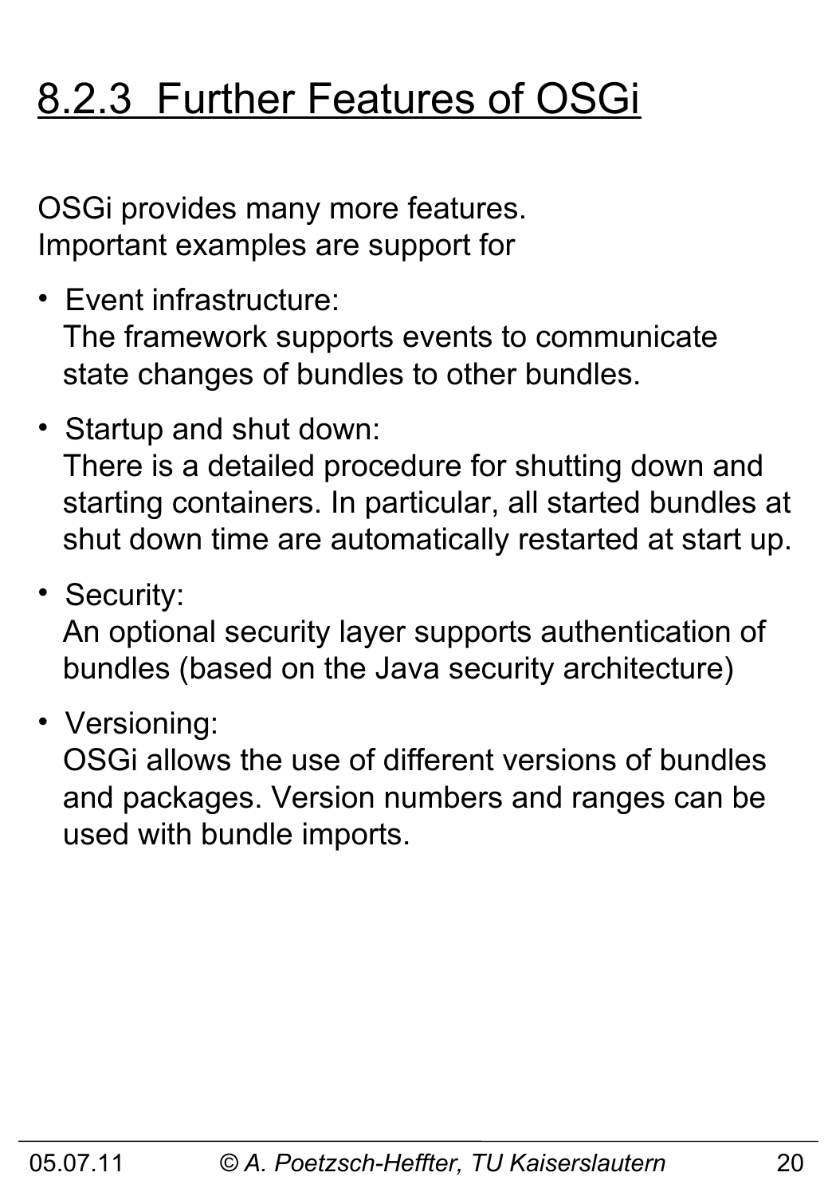# 8.2.3 Further Features of OSGi

OSGi provides many more features.
Important examples are support for

- Event infrastructure:
  The framework supports events to communicate state changes of bundles to other bundles.
- Startup and shut down:
  There is a detailed procedure for shutting down and starting containers. In particular, all started bundles at shut down time are automatically restarted at start up.
- Security:
  An optional security layer supports authentication of bundles (based on the Java security architecture)
- Versioning:
  OSGi allows the use of different versions of bundles and packages. Version numbers and ranges can be used with bundle imports.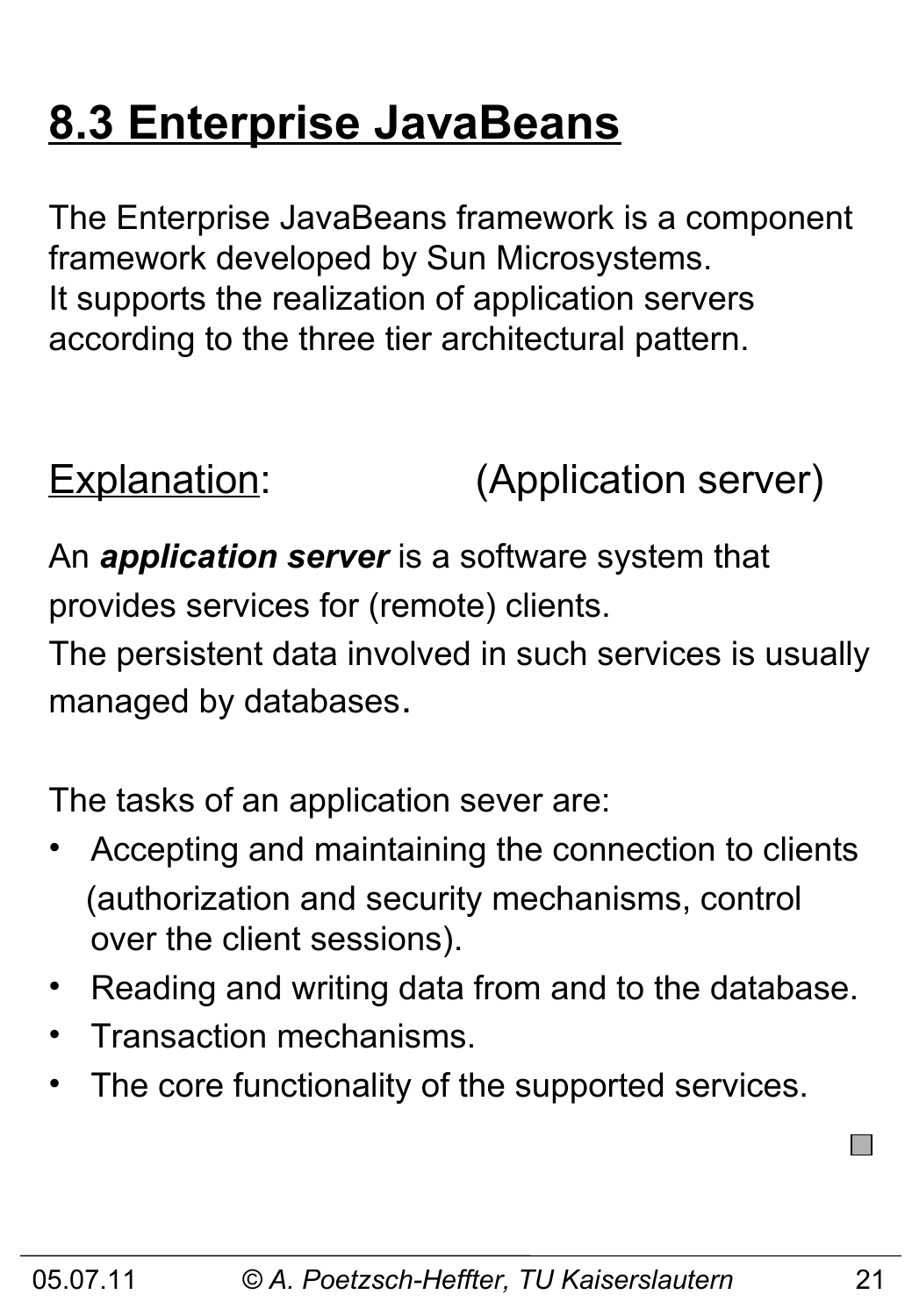## 8.3 Enterprise JavaBeans

The Enterprise JavaBeans framework is a component framework developed by Sun Microsystems.
It supports the realization of application servers according to the three tier architectural pattern.

Explanation: (Application server)

An ***application server*** is a software system that provides services for (remote) clients.
The persistent data involved in such services is usually managed by databases.

The tasks of an application sever are:

- Accepting and maintaining the connection to clients (authorization and security mechanisms, control over the client sessions).
- Reading and writing data from and to the database.
- Transaction mechanisms.
- The core functionality of the supported services.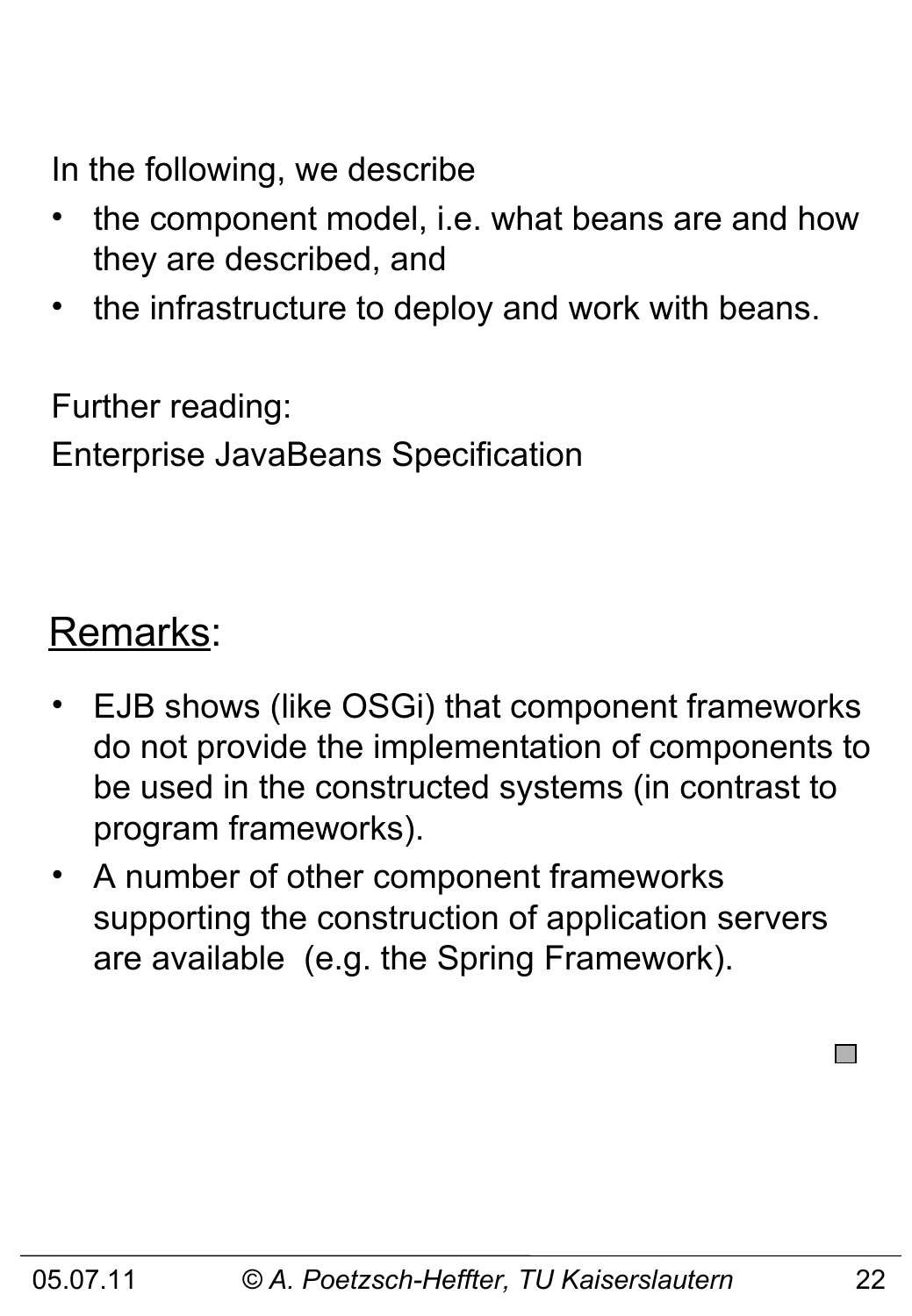In the following, we describe

- the component model, i.e. what beans are and how they are described, and
- the infrastructure to deploy and work with beans.

Further reading:

Enterprise JavaBeans Specification

Remarks:

- EJB shows (like OSGi) that component frameworks do not provide the implementation of components to be used in the constructed systems (in contrast to program frameworks).
- A number of other component frameworks supporting the construction of application servers are available (e.g. the Spring Framework).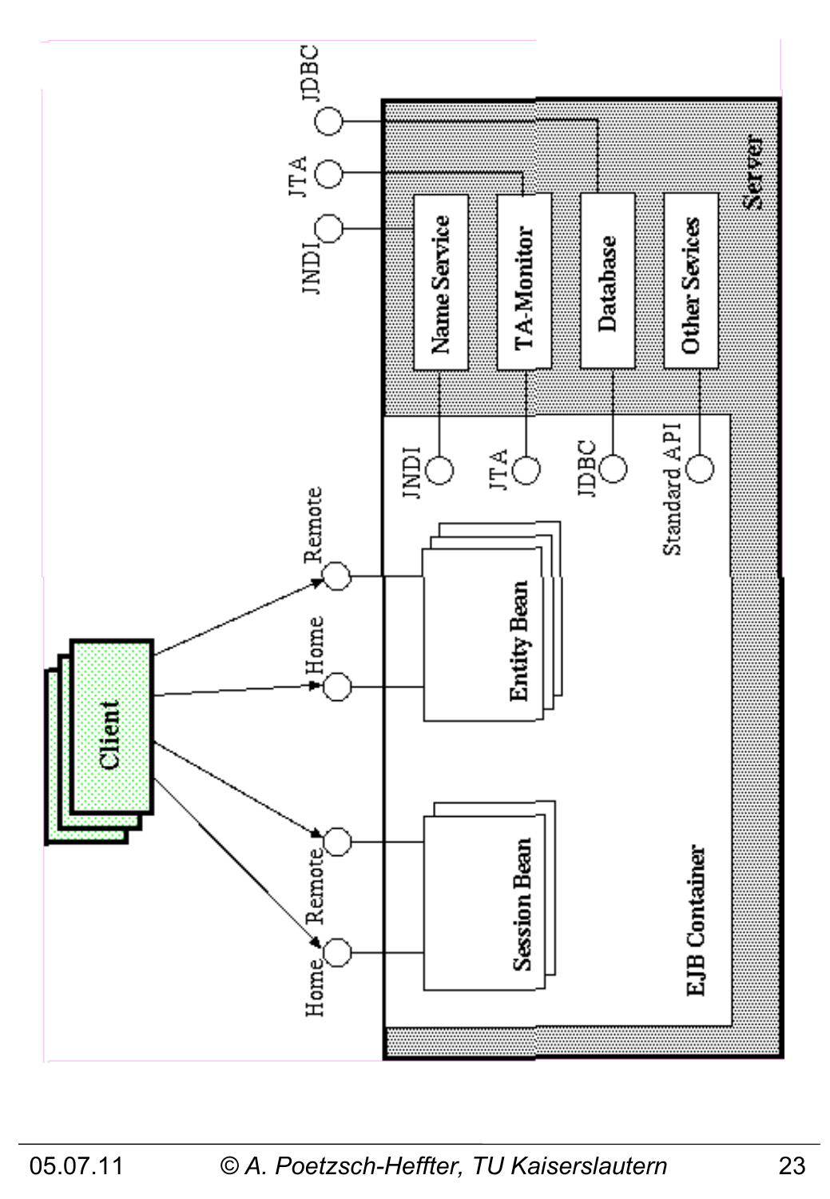Client

Home, Remote → Session Bean

Home, Remote → Entity Bean

EJB Container

JNDI, JTA, JDBC, Standard API

Server

Name Service, TA-Monitor, Database, Other Sevices

JNDI, JTA, JDBC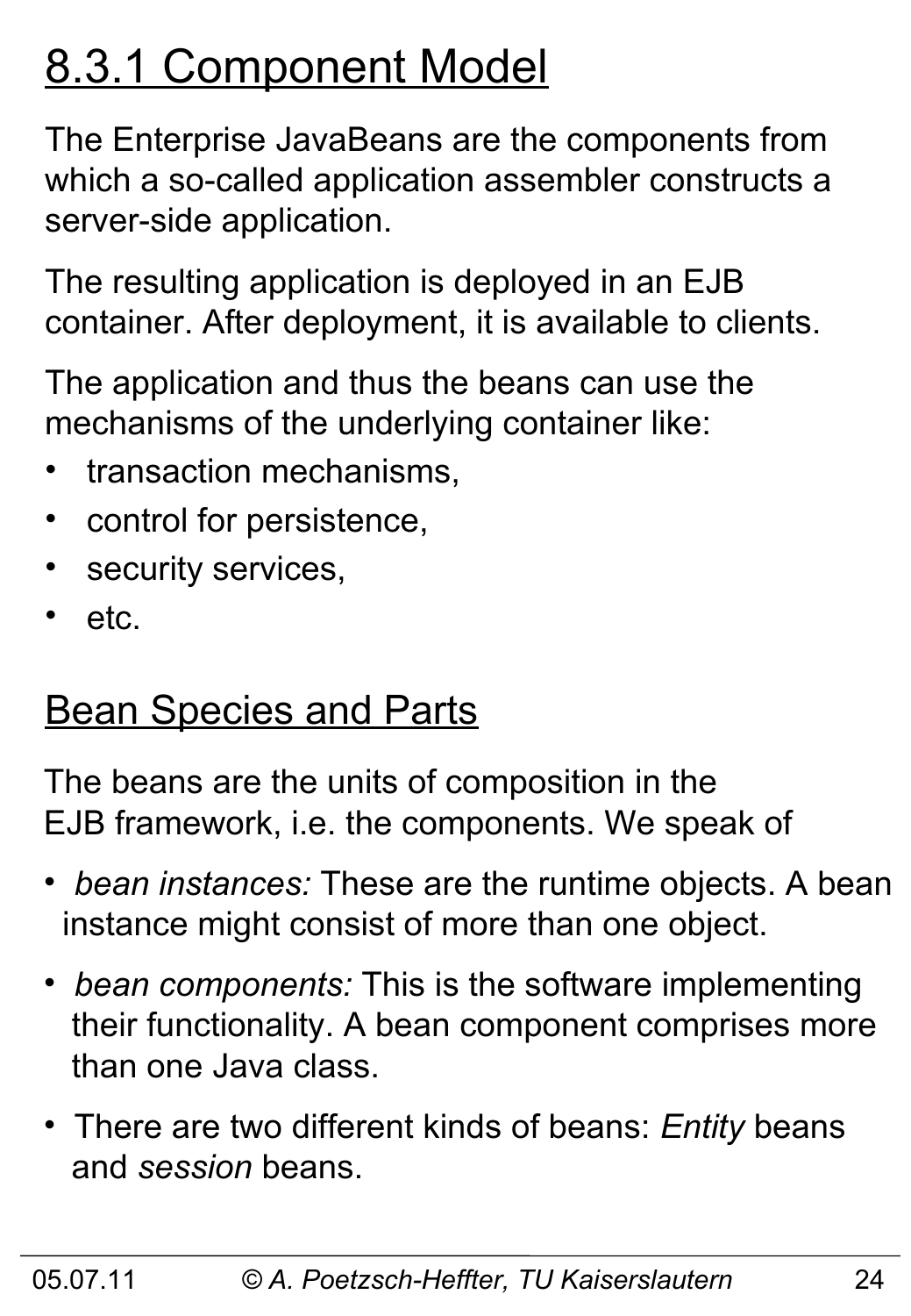# 8.3.1 Component Model

The Enterprise JavaBeans are the components from which a so-called application assembler constructs a server-side application.

The resulting application is deployed in an EJB container. After deployment, it is available to clients.

The application and thus the beans can use the mechanisms of the underlying container like:

- transaction mechanisms,
- control for persistence,
- security services,
- etc.

## Bean Species and Parts

The beans are the units of composition in the EJB framework, i.e. the components. We speak of

- *bean instances:* These are the runtime objects. A bean instance might consist of more than one object.
- *bean components:* This is the software implementing their functionality. A bean component comprises more than one Java class.
- There are two different kinds of beans: *Entity* beans and *session* beans.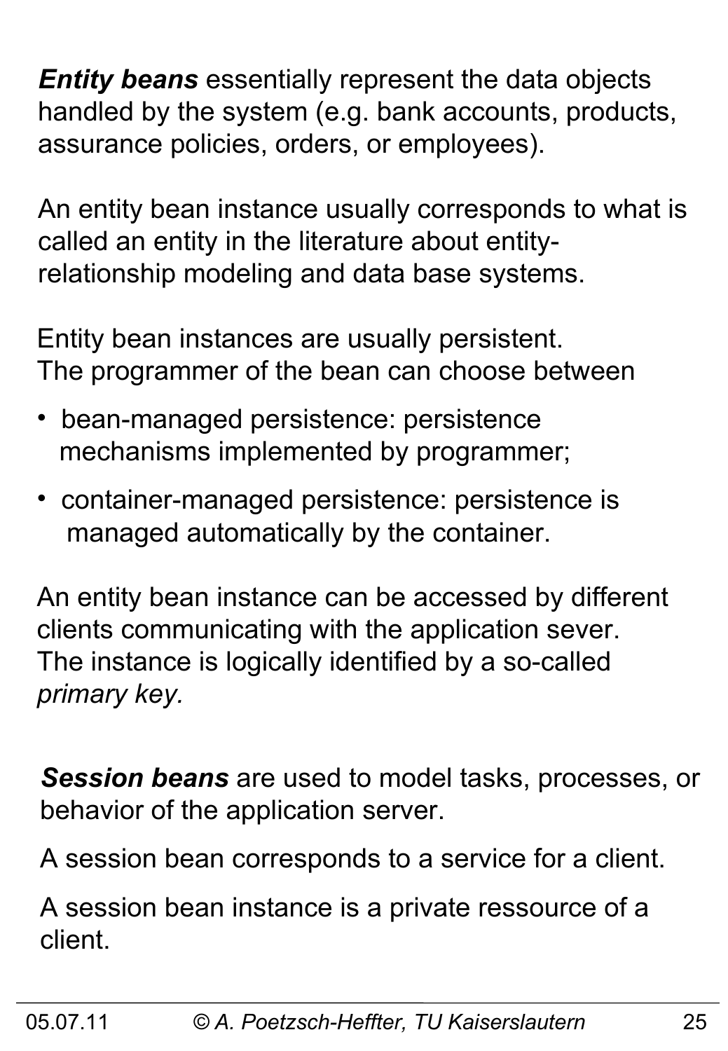***Entity beans*** essentially represent the data objects handled by the system (e.g. bank accounts, products, assurance policies, orders, or employees).

An entity bean instance usually corresponds to what is called an entity in the literature about entity-relationship modeling and data base systems.

Entity bean instances are usually persistent.
The programmer of the bean can choose between

- bean-managed persistence: persistence mechanisms implemented by programmer;
- container-managed persistence: persistence is managed automatically by the container.

An entity bean instance can be accessed by different clients communicating with the application sever.
The instance is logically identified by a so-called *primary key.*

***Session beans*** are used to model tasks, processes, or behavior of the application server.

A session bean corresponds to a service for a client.

A session bean instance is a private ressource of a client.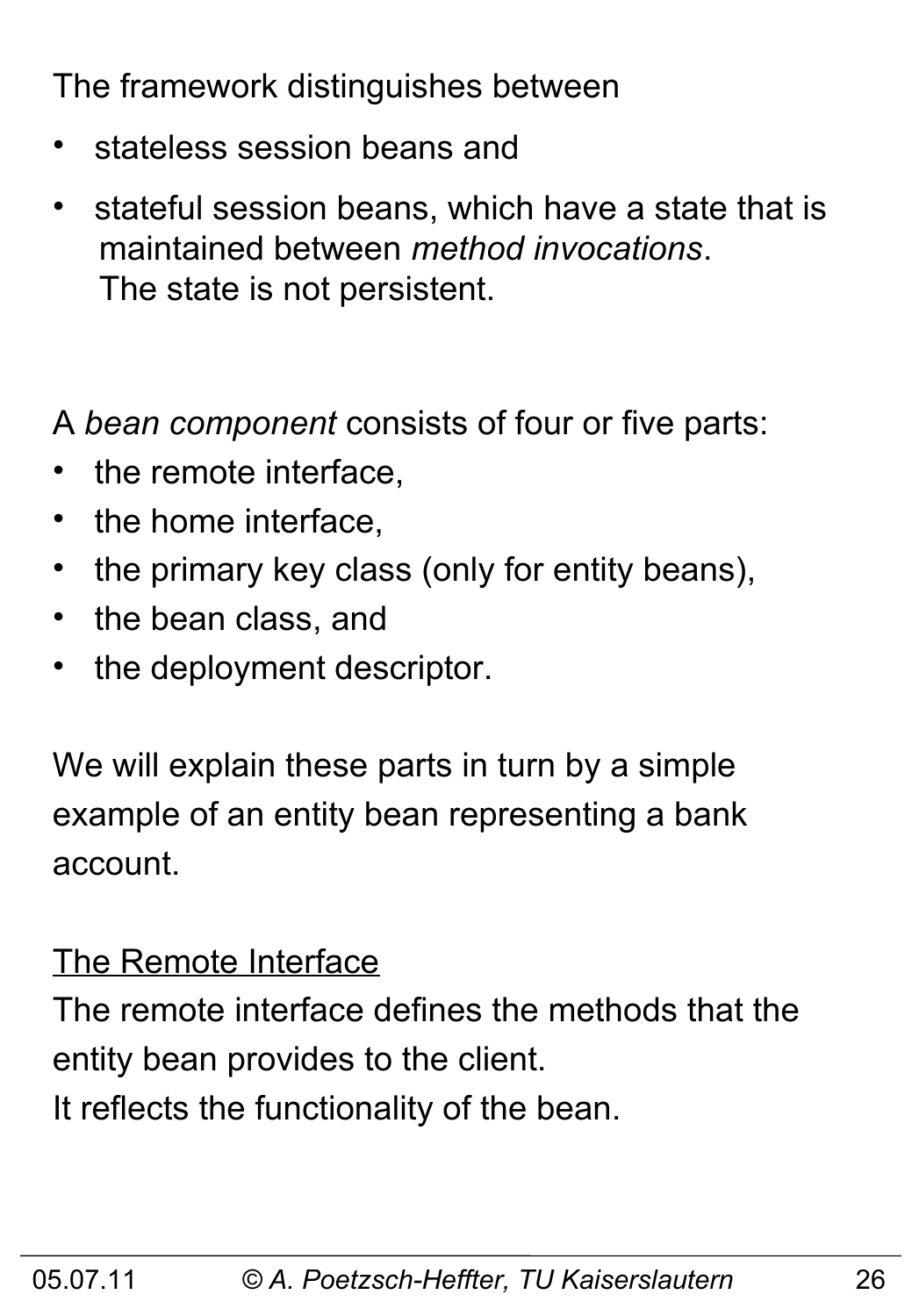The framework distinguishes between

- stateless session beans and
- stateful session beans, which have a state that is maintained between *method invocations*. The state is not persistent.

A *bean component* consists of four or five parts:

- the remote interface,
- the home interface,
- the primary key class (only for entity beans),
- the bean class, and
- the deployment descriptor.

We will explain these parts in turn by a simple example of an entity bean representing a bank account.

<u>The Remote Interface</u>

The remote interface defines the methods that the entity bean provides to the client.
It reflects the functionality of the bean.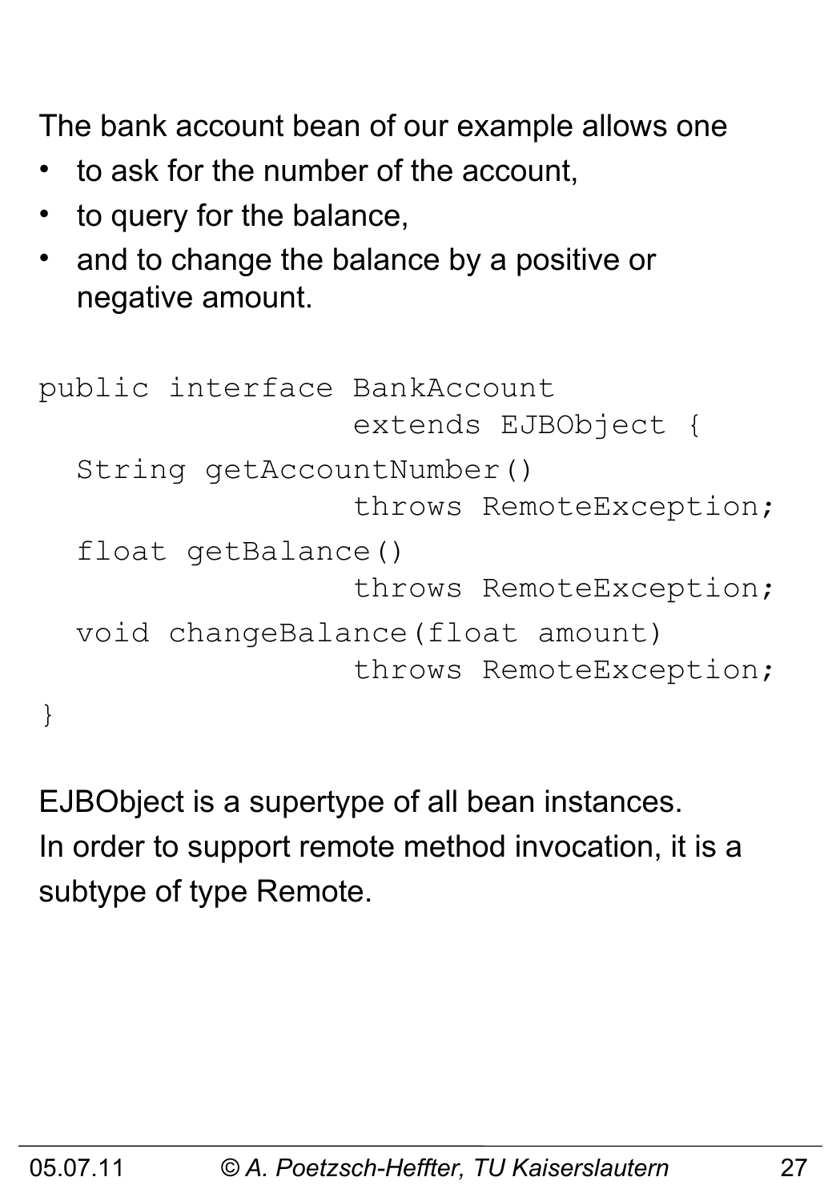The bank account bean of our example allows one

- to ask for the number of the account,
- to query for the balance,
- and to change the balance by a positive or negative amount.

```
public interface BankAccount
                 extends EJBObject {
  String getAccountNumber()
                 throws RemoteException;
  float getBalance()
                 throws RemoteException;
  void changeBalance(float amount)
                 throws RemoteException;
}
```

EJBObject is a supertype of all bean instances.
In order to support remote method invocation, it is a subtype of type Remote.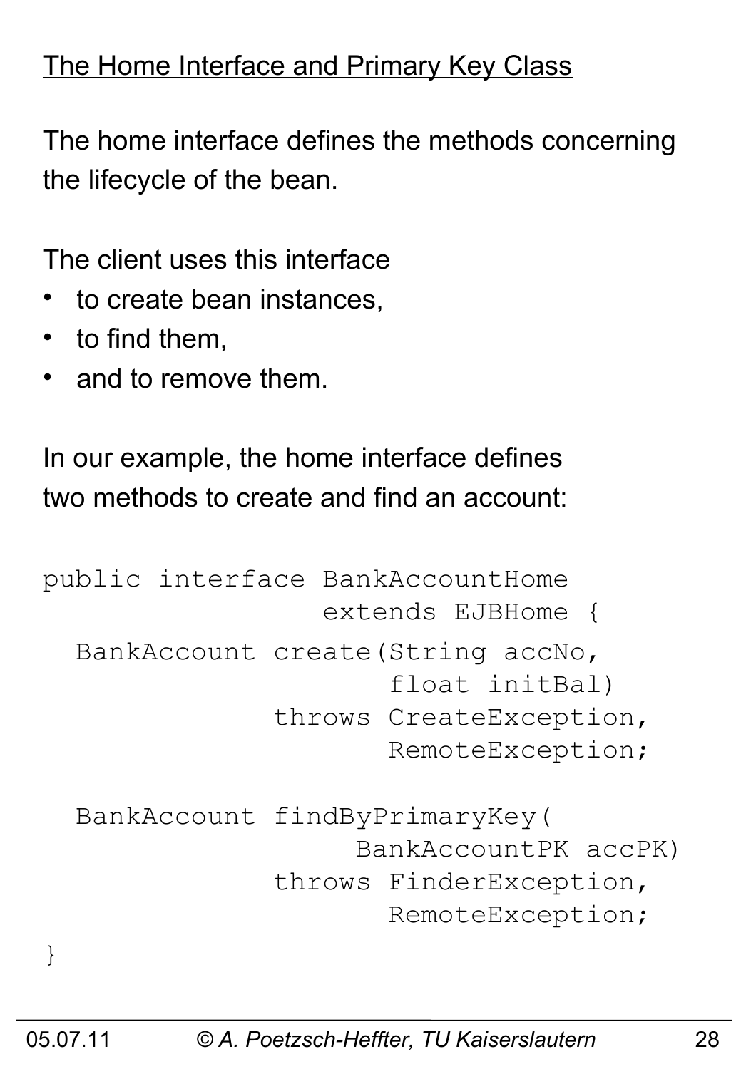## The Home Interface and Primary Key Class

The home interface defines the methods concerning the lifecycle of the bean.

The client uses this interface

- to create bean instances,
- to find them,
- and to remove them.

In our example, the home interface defines two methods to create and find an account:

```
public interface BankAccountHome
                 extends EJBHome {
  BankAccount create(String accNo,
                     float initBal)
              throws CreateException,
                     RemoteException;

  BankAccount findByPrimaryKey(
                    BankAccountPK accPK)
              throws FinderException,
                     RemoteException;
}
```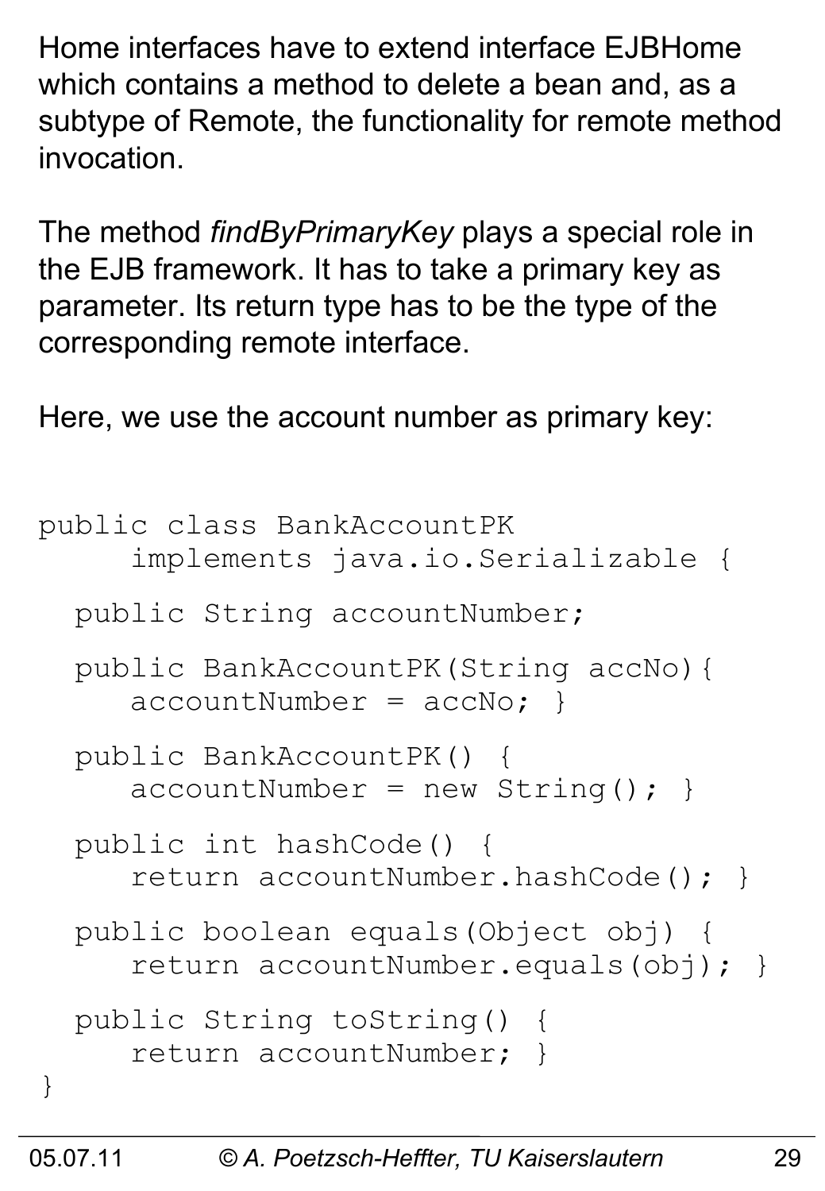Home interfaces have to extend interface EJBHome which contains a method to delete a bean and, as a subtype of Remote, the functionality for remote method invocation.

The method *findByPrimaryKey* plays a special role in the EJB framework. It has to take a primary key as parameter. Its return type has to be the type of the corresponding remote interface.

Here, we use the account number as primary key:

```
public class BankAccountPK
     implements java.io.Serializable {

  public String accountNumber;

  public BankAccountPK(String accNo){
     accountNumber = accNo; }

  public BankAccountPK() {
     accountNumber = new String(); }

  public int hashCode() {
     return accountNumber.hashCode(); }

  public boolean equals(Object obj) {
     return accountNumber.equals(obj); }

  public String toString() {
     return accountNumber; }
}
```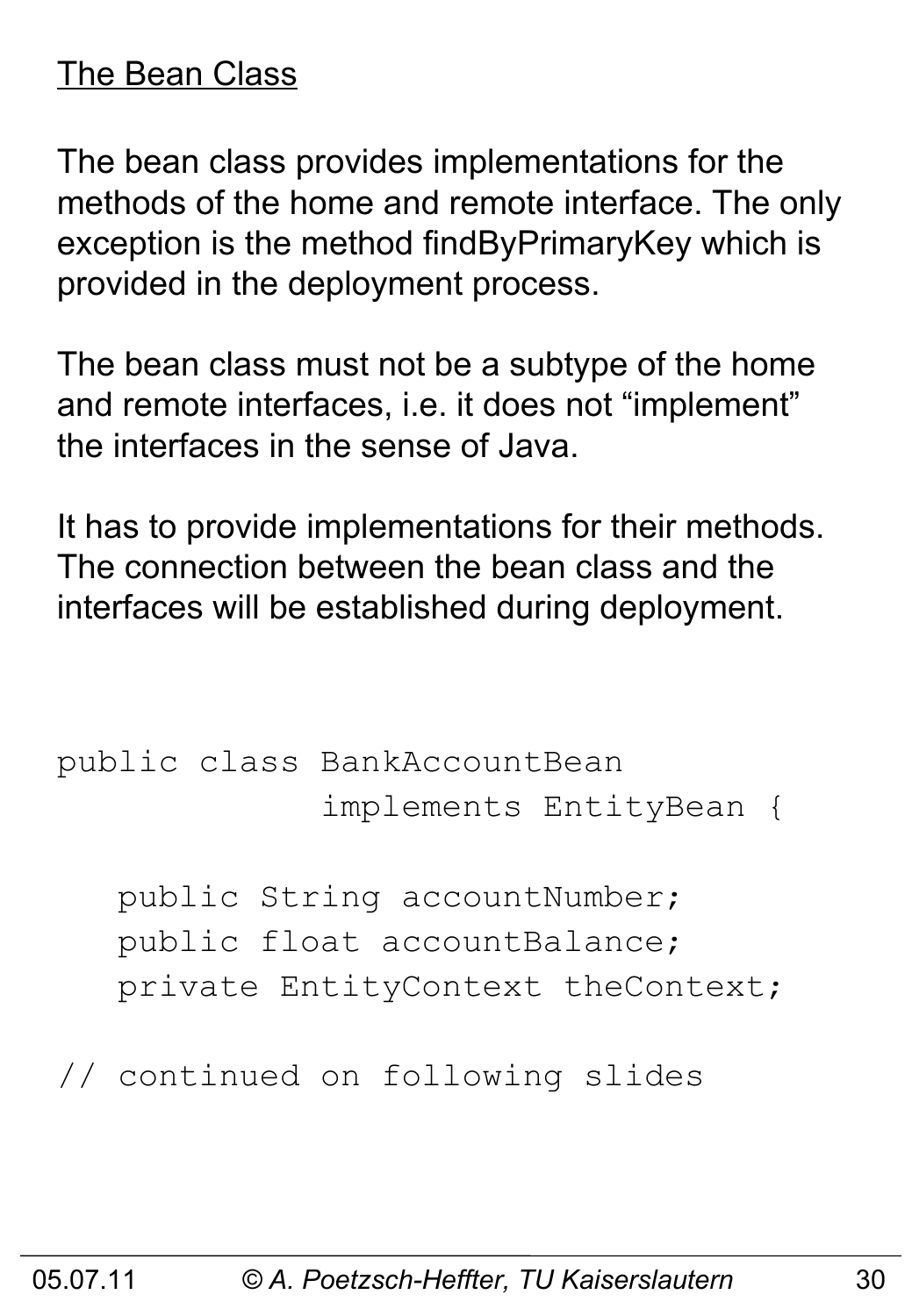## The Bean Class

The bean class provides implementations for the methods of the home and remote interface. The only exception is the method findByPrimaryKey which is provided in the deployment process.

The bean class must not be a subtype of the home and remote interfaces, i.e. it does not "implement" the interfaces in the sense of Java.

It has to provide implementations for their methods. The connection between the bean class and the interfaces will be established during deployment.

```
public class BankAccountBean
             implements EntityBean {

   public String accountNumber;
   public float accountBalance;
   private EntityContext theContext;

// continued on following slides
```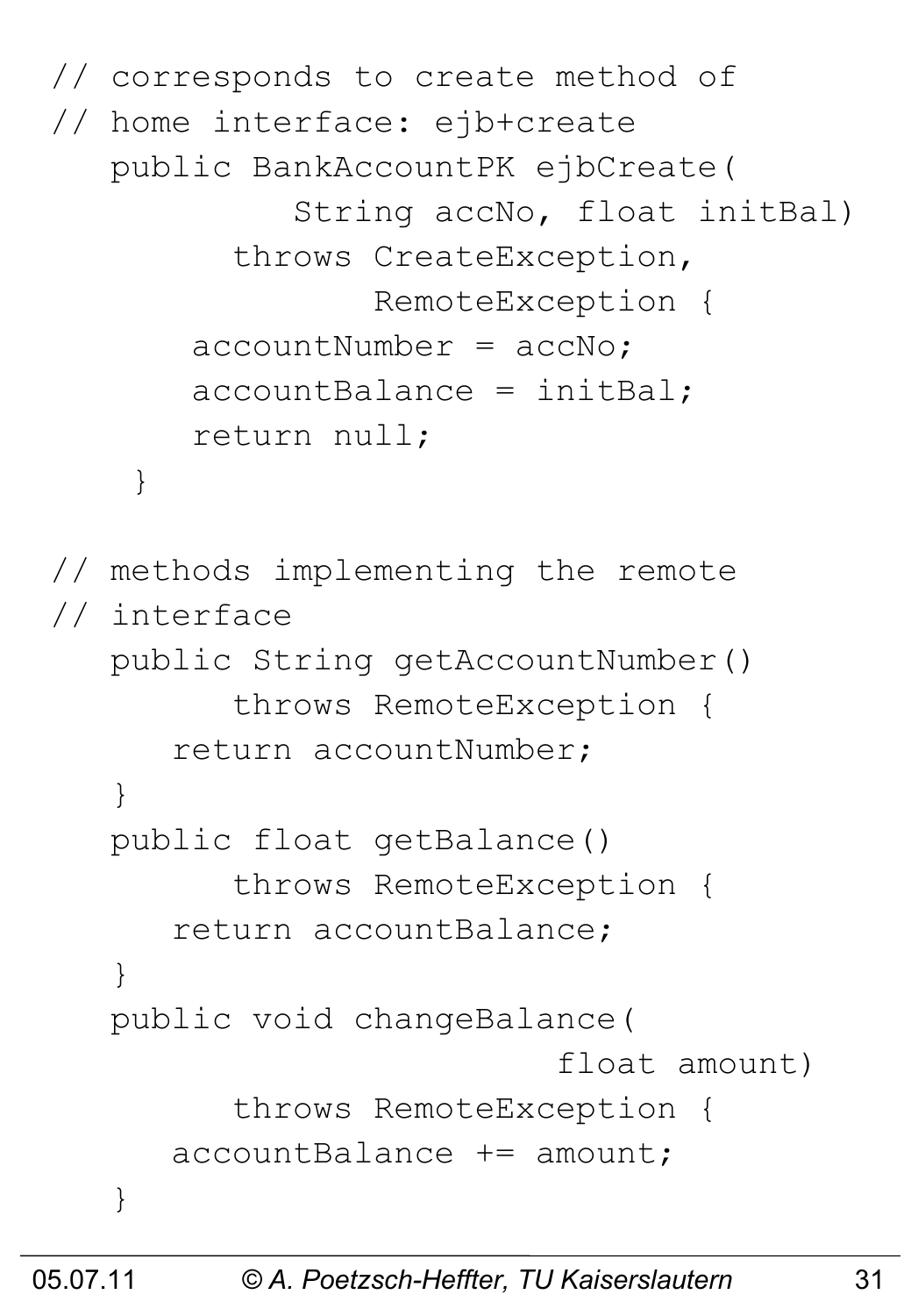```
// corresponds to create method of
// home interface: ejb+create
   public BankAccountPK ejbCreate(
            String accNo, float initBal)
         throws CreateException,
                RemoteException {
      accountNumber = accNo;
      accountBalance = initBal;
      return null;
    }

// methods implementing the remote
// interface
   public String getAccountNumber()
         throws RemoteException {
      return accountNumber;
   }
   public float getBalance()
         throws RemoteException {
      return accountBalance;
   }
   public void changeBalance(
                           float amount)
         throws RemoteException {
      accountBalance += amount;
   }
```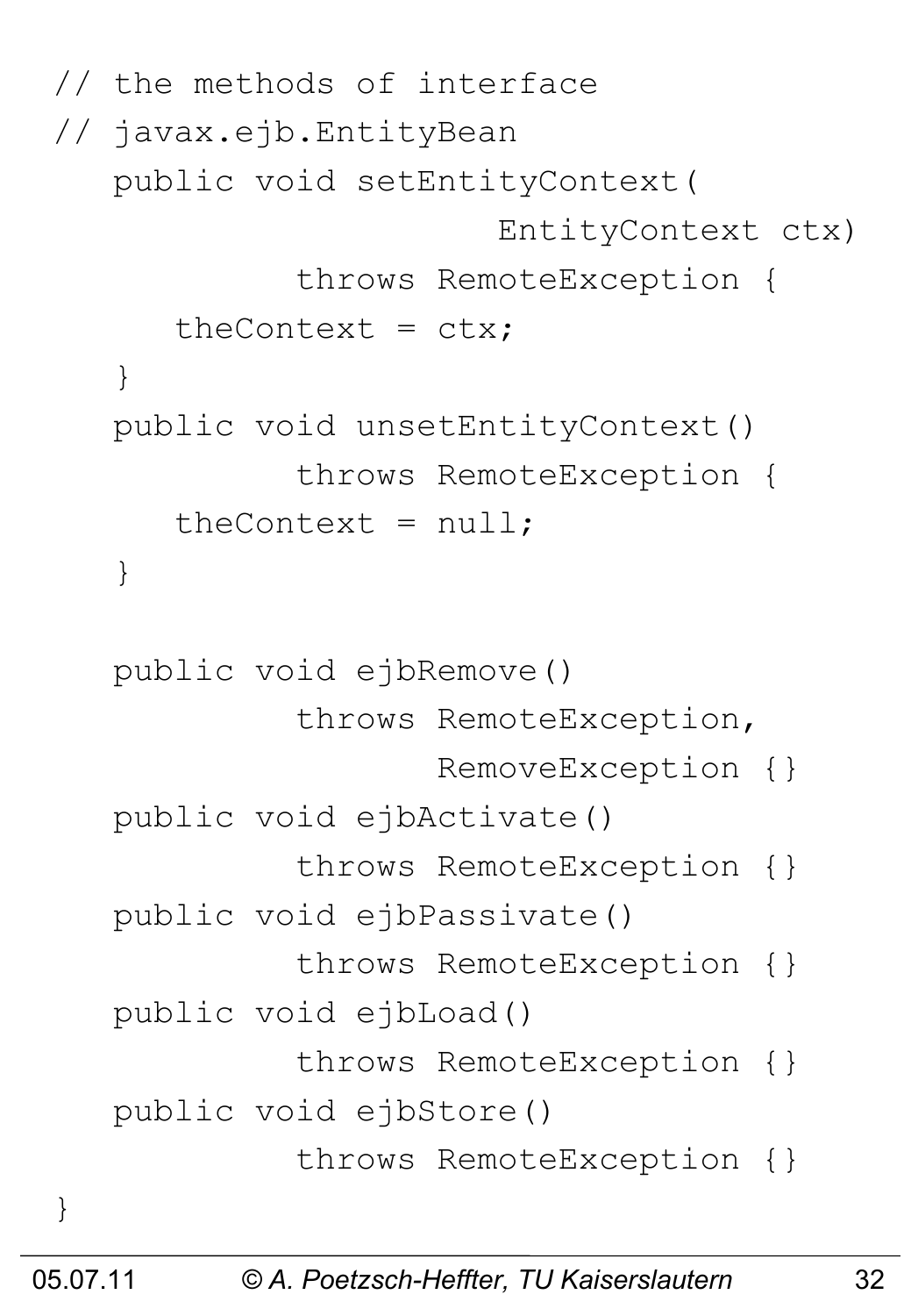```java
// the methods of interface
// javax.ejb.EntityBean
   public void setEntityContext(
                     EntityContext ctx)
           throws RemoteException {
      theContext = ctx;
   }
   public void unsetEntityContext()
           throws RemoteException {
      theContext = null;
   }

   public void ejbRemove()
           throws RemoteException,
                  RemoveException {}
   public void ejbActivate()
           throws RemoteException {}
   public void ejbPassivate()
           throws RemoteException {}
   public void ejbLoad()
           throws RemoteException {}
   public void ejbStore()
           throws RemoteException {}
}
```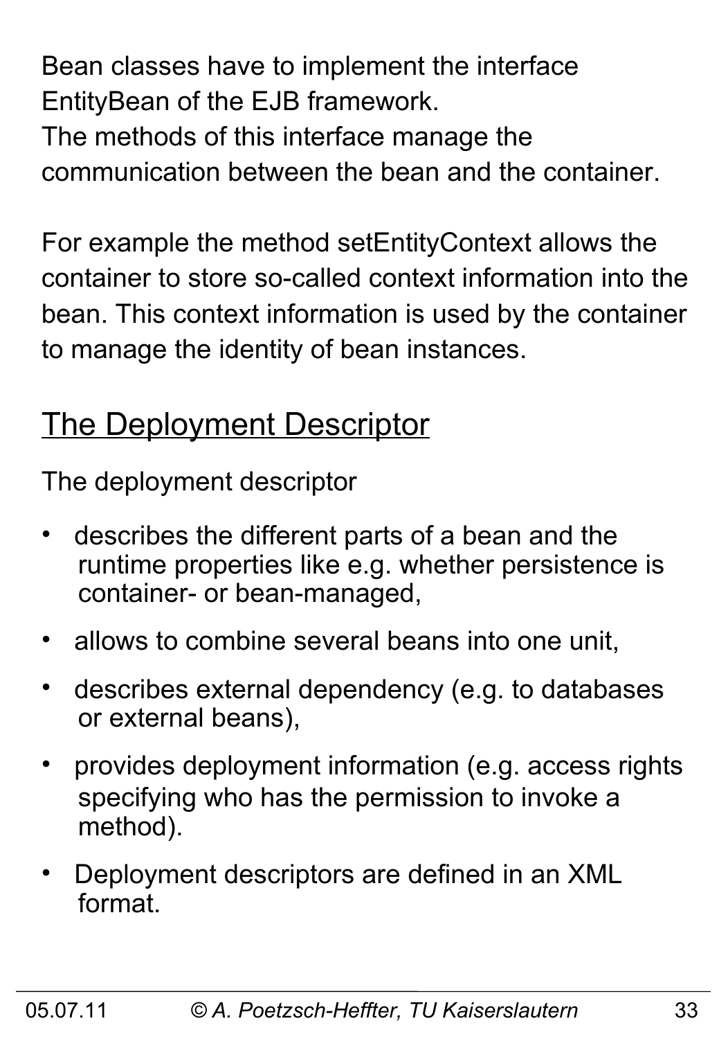Bean classes have to implement the interface EntityBean of the EJB framework.
The methods of this interface manage the communication between the bean and the container.

For example the method setEntityContext allows the container to store so-called context information into the bean. This context information is used by the container to manage the identity of bean instances.

## The Deployment Descriptor

The deployment descriptor

- describes the different parts of a bean and the runtime properties like e.g. whether persistence is container- or bean-managed,
- allows to combine several beans into one unit,
- describes external dependency (e.g. to databases or external beans),
- provides deployment information (e.g. access rights specifying who has the permission to invoke a method).
- Deployment descriptors are defined in an XML format.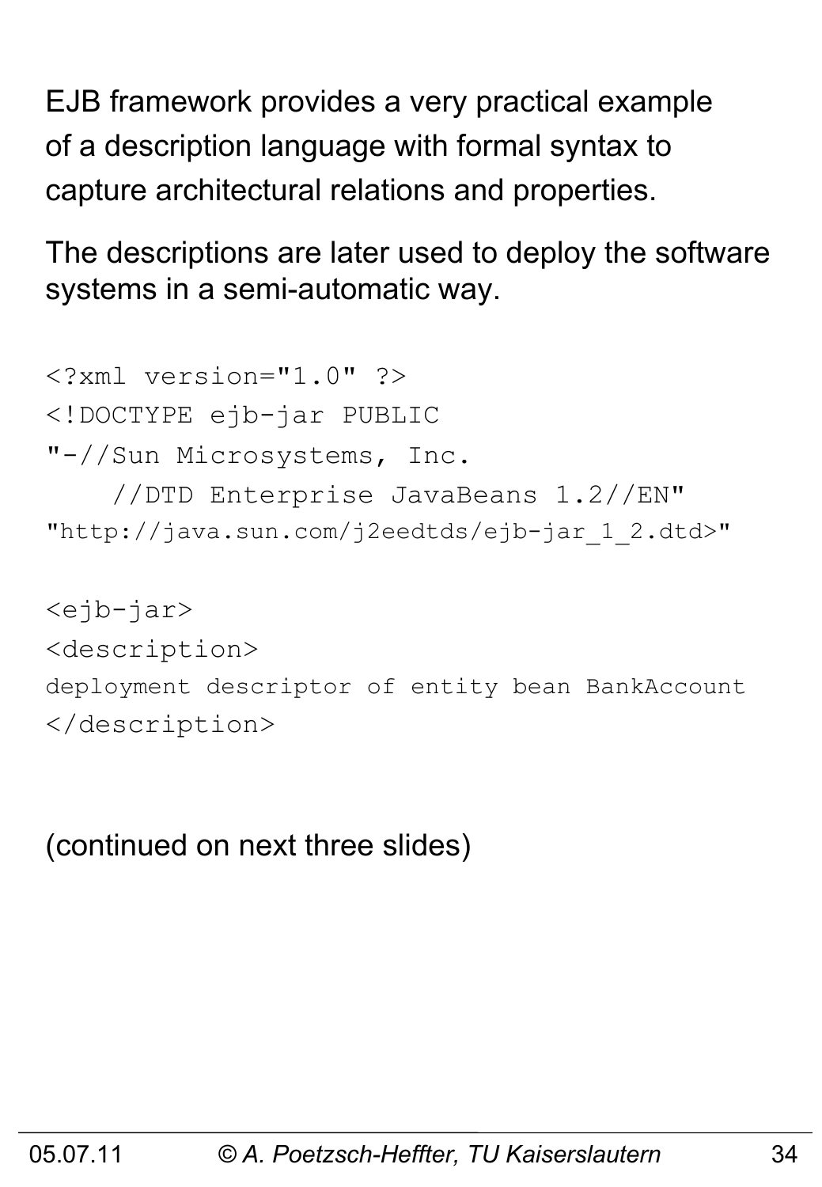EJB framework provides a very practical example of a description language with formal syntax to capture architectural relations and properties.

The descriptions are later used to deploy the software systems in a semi-automatic way.

```
<?xml version="1.0" ?>
<!DOCTYPE ejb-jar PUBLIC
"-//Sun Microsystems, Inc.
    //DTD Enterprise JavaBeans 1.2//EN"
"http://java.sun.com/j2eedtds/ejb-jar_1_2.dtd>"

<ejb-jar>
<description>
deployment descriptor of entity bean BankAccount
</description>
```

(continued on next three slides)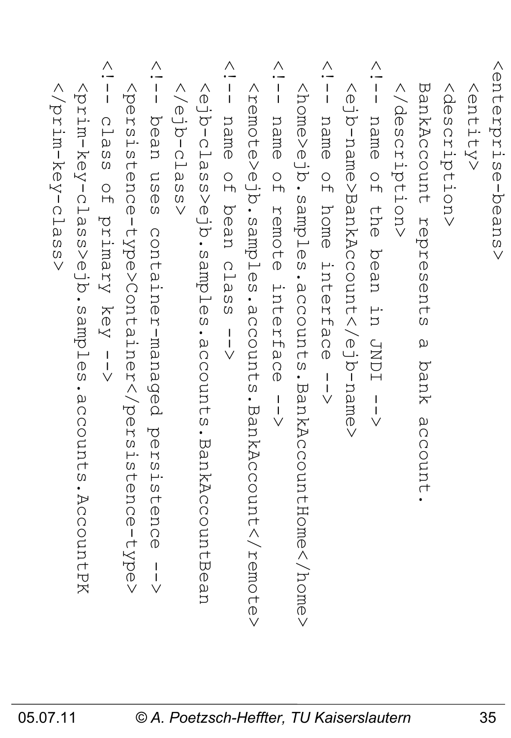```
<enterprise-beans>
  <entity>
  <description>
  BankAccount represents a bank account.
  </description>
  <!-- name of the bean in JNDI -->
  <ejb-name>BankAccount</ejb-name>
  <!-- name of home interface -->
  <home>ejb.samples.accounts.BankAccountHome</home>
  <!-- name of remote interface -->
  <remote>ejb.samples.accounts.BankAccount</remote>
  <!-- name of bean class -->
  <ejb-class>ejb.samples.accounts.BankAccountBean
  </ejb-class>
  <!-- bean uses container-managed persistence -->
  <persistence-type>Container</persistence-type>
  <!-- class of primary key -->
  <prim-key-class>ejb.samples.accounts.AccountPK
  </prim-key-class>
```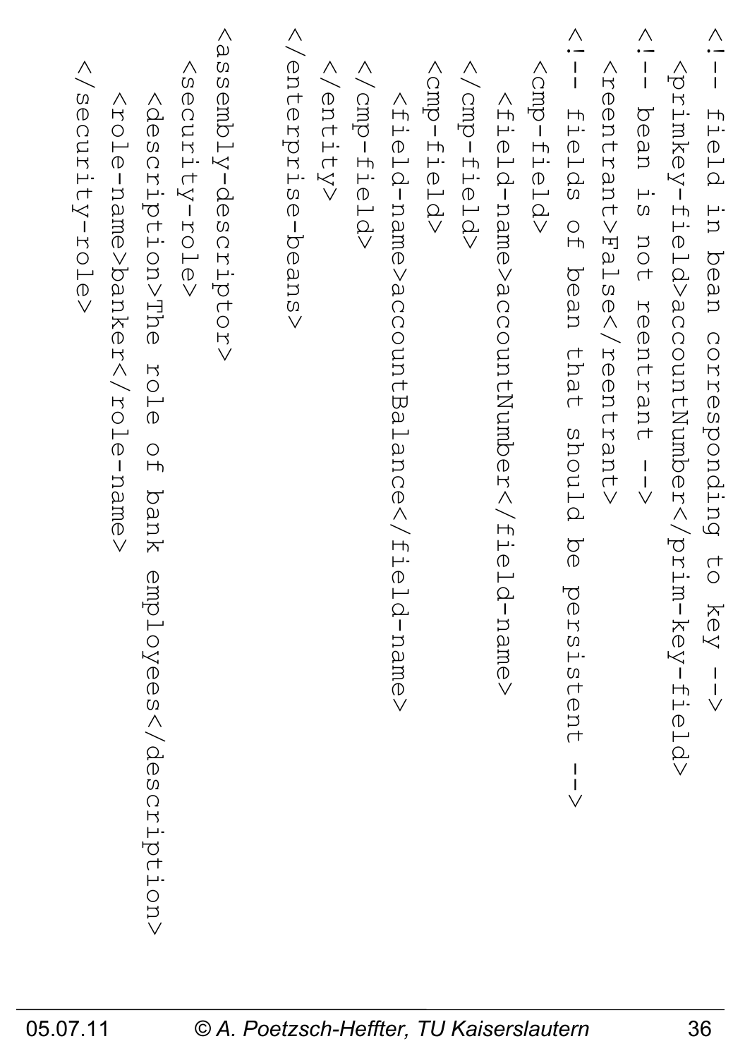```
<!-- field in bean corresponding to key -->
  <primkey-field>accountNumber</prim-key-field>
<!-- bean is not reentrant -->
  <reentrant>False</reentrant>
<!-- fields of bean that should be persistent -->
  <cmp-field>
    <field-name>accountNumber</field-name>
  </cmp-field>
  <cmp-field>
    <field-name>accountBalance</field-name>
  </cmp-field>
  </entity>
</enterprise-beans>

<assembly-descriptor>
  <security-role>
    <description>The role of bank employees</description>
    <role-name>banker</role-name>
  </security-role>
```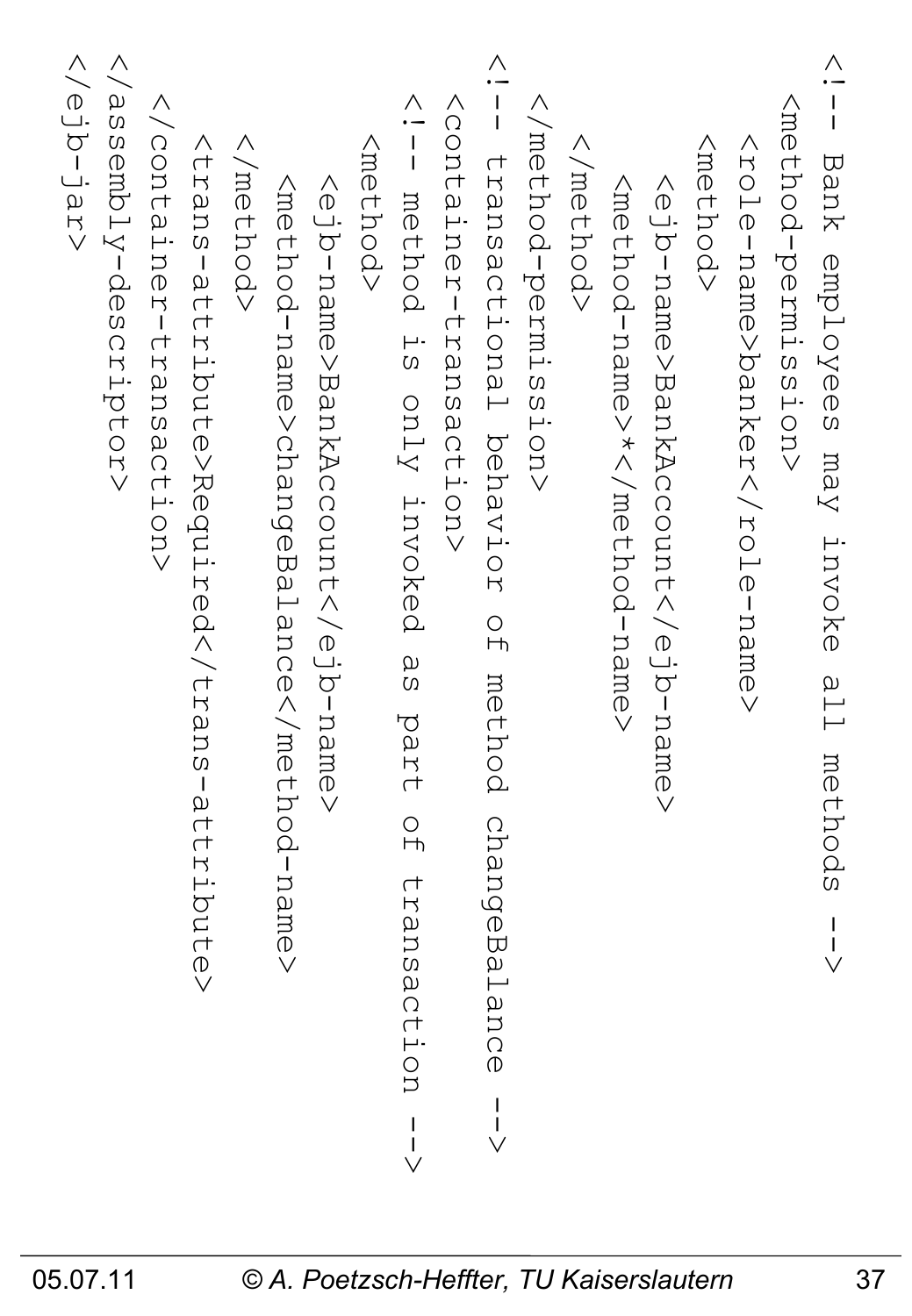```xml
<!-- Bank employees may invoke all methods -->
  <method-permission>
    <role-name>banker</role-name>
    <method>
      <ejb-name>BankAccount</ejb-name>
      <method-name>*</method-name>
    </method>
  </method-permission>
<!-- transactional behavior of method changeBalance -->
<container-transaction>
<!-- method is only invoked as part of transaction -->
  <method>
    <ejb-name>BankAccount</ejb-name>
    <method-name>changeBalance</method-name>
  </method>
  <trans-attribute>Required</trans-attribute>
</container-transaction>
</assembly-descriptor>
</ejb-jar>
```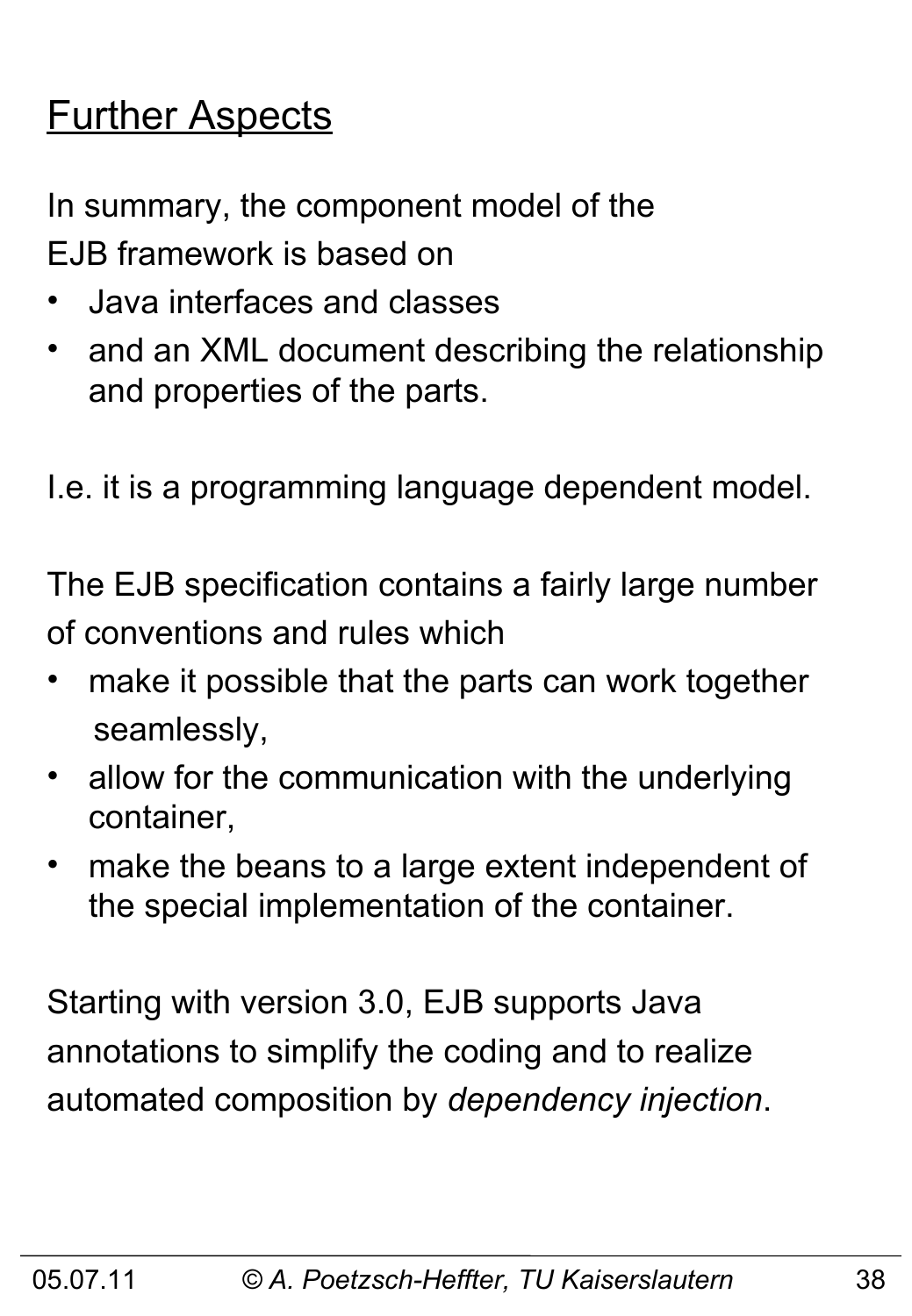## Further Aspects

In summary, the component model of the EJB framework is based on

- Java interfaces and classes
- and an XML document describing the relationship and properties of the parts.

I.e. it is a programming language dependent model.

The EJB specification contains a fairly large number of conventions and rules which

- make it possible that the parts can work together seamlessly,
- allow for the communication with the underlying container,
- make the beans to a large extent independent of the special implementation of the container.

Starting with version 3.0, EJB supports Java annotations to simplify the coding and to realize automated composition by *dependency injection*.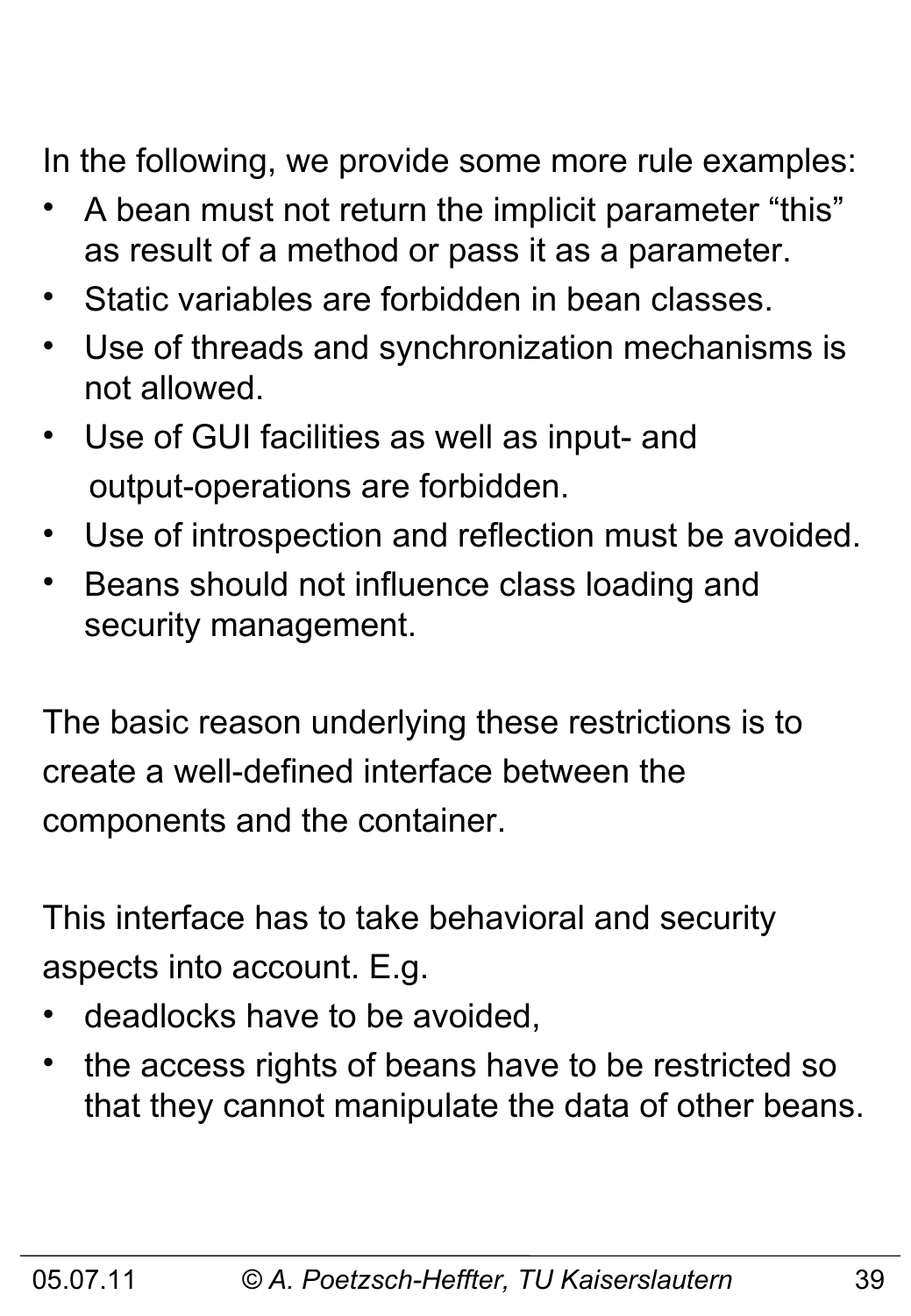In the following, we provide some more rule examples:

- A bean must not return the implicit parameter “this” as result of a method or pass it as a parameter.
- Static variables are forbidden in bean classes.
- Use of threads and synchronization mechanisms is not allowed.
- Use of GUI facilities as well as input- and output-operations are forbidden.
- Use of introspection and reflection must be avoided.
- Beans should not influence class loading and security management.

The basic reason underlying these restrictions is to create a well-defined interface between the components and the container.

This interface has to take behavioral and security aspects into account. E.g.

- deadlocks have to be avoided,
- the access rights of beans have to be restricted so that they cannot manipulate the data of other beans.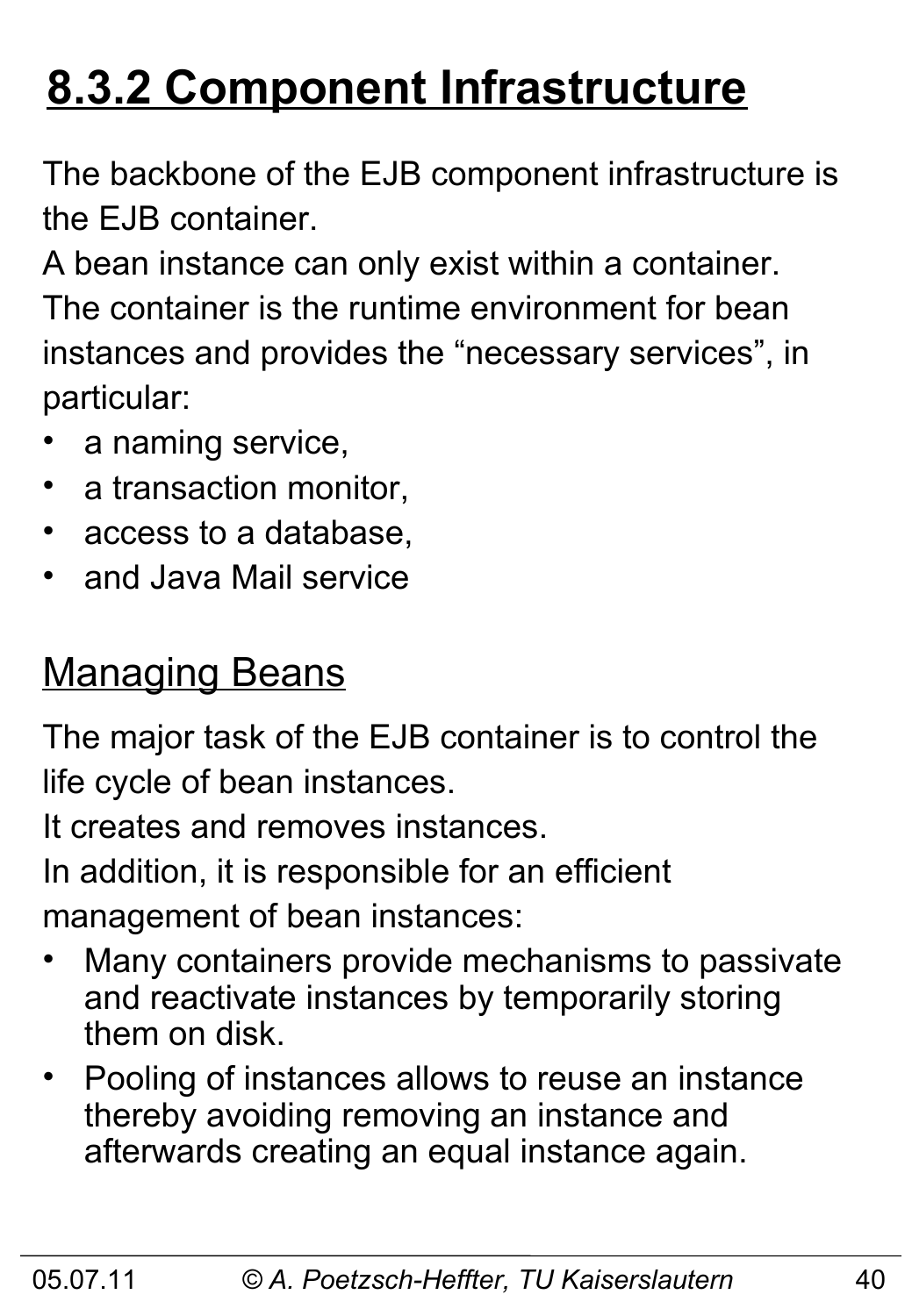# 8.3.2 Component Infrastructure

The backbone of the EJB component infrastructure is the EJB container.

A bean instance can only exist within a container.

The container is the runtime environment for bean instances and provides the "necessary services", in particular:

- a naming service,
- a transaction monitor,
- access to a database,
- and Java Mail service

## Managing Beans

The major task of the EJB container is to control the life cycle of bean instances.

It creates and removes instances.

In addition, it is responsible for an efficient management of bean instances:

- Many containers provide mechanisms to passivate and reactivate instances by temporarily storing them on disk.
- Pooling of instances allows to reuse an instance thereby avoiding removing an instance and afterwards creating an equal instance again.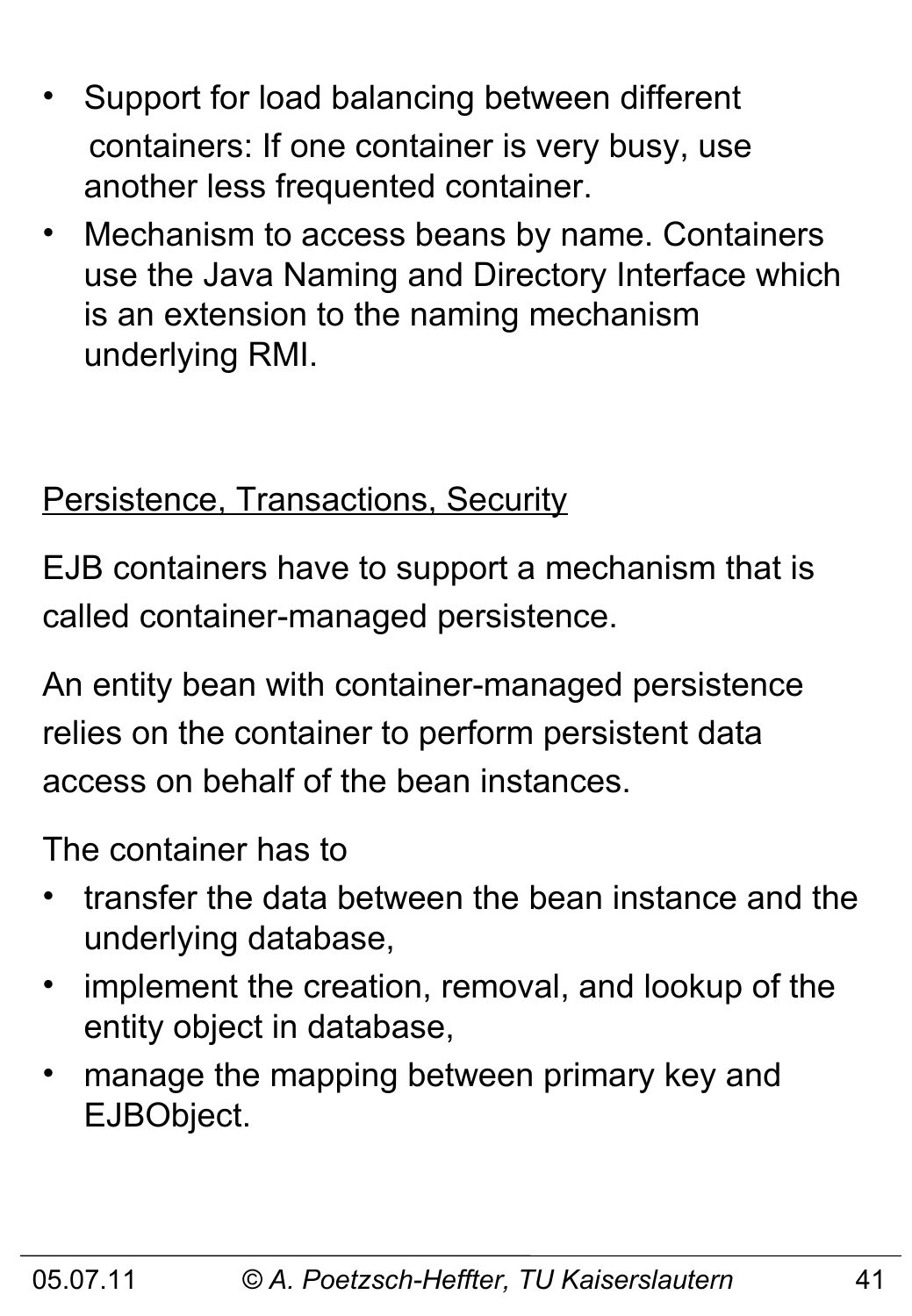- Support for load balancing between different containers: If one container is very busy, use another less frequented container.
- Mechanism to access beans by name. Containers use the Java Naming and Directory Interface which is an extension to the naming mechanism underlying RMI.

<u>Persistence, Transactions, Security</u>

EJB containers have to support a mechanism that is called container-managed persistence.

An entity bean with container-managed persistence relies on the container to perform persistent data access on behalf of the bean instances.

The container has to

- transfer the data between the bean instance and the underlying database,
- implement the creation, removal, and lookup of the entity object in database,
- manage the mapping between primary key and EJBObject.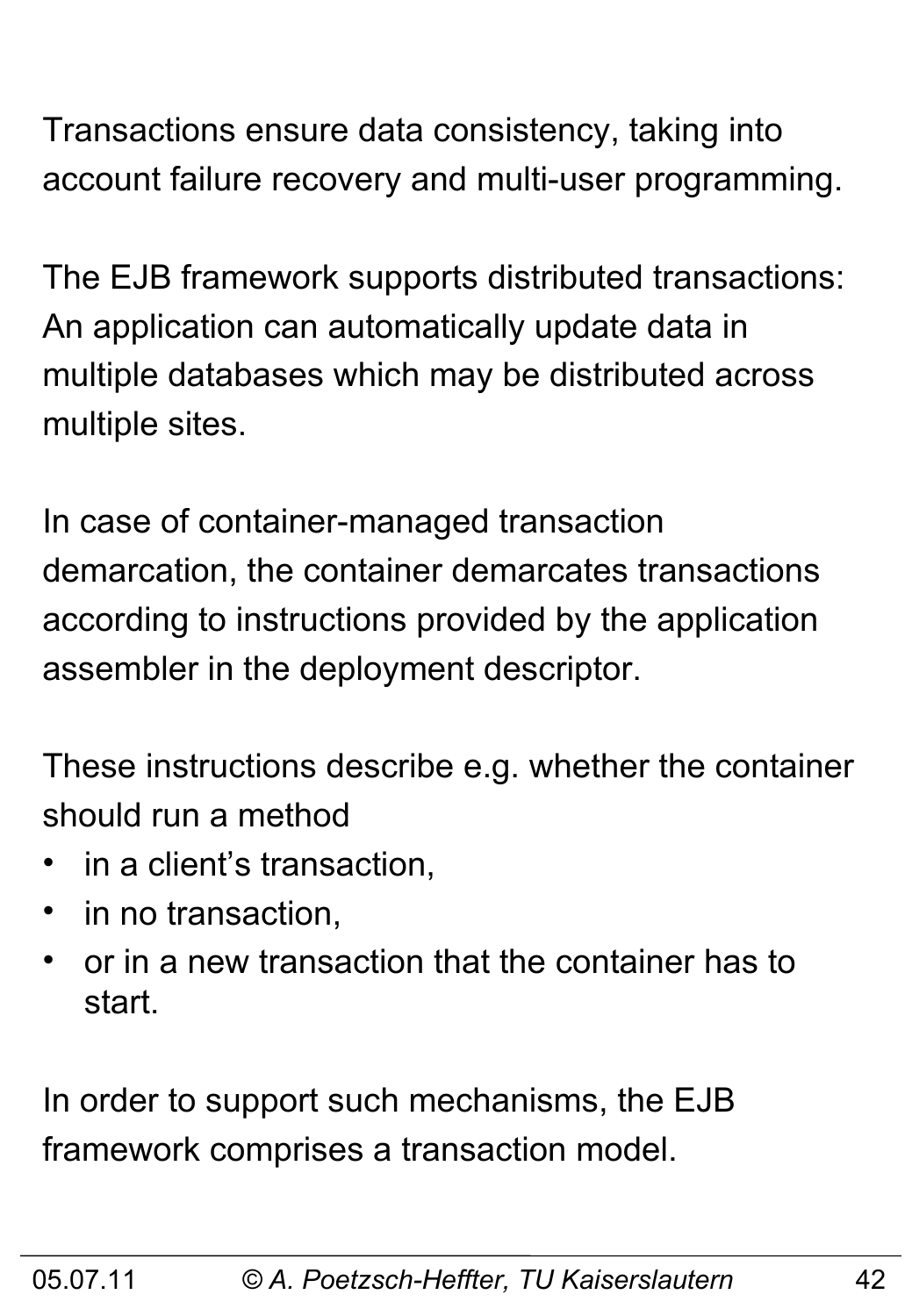Transactions ensure data consistency, taking into account failure recovery and multi-user programming.

The EJB framework supports distributed transactions: An application can automatically update data in multiple databases which may be distributed across multiple sites.

In case of container-managed transaction demarcation, the container demarcates transactions according to instructions provided by the application assembler in the deployment descriptor.

These instructions describe e.g. whether the container should run a method

- in a client's transaction,
- in no transaction,
- or in a new transaction that the container has to start.

In order to support such mechanisms, the EJB framework comprises a transaction model.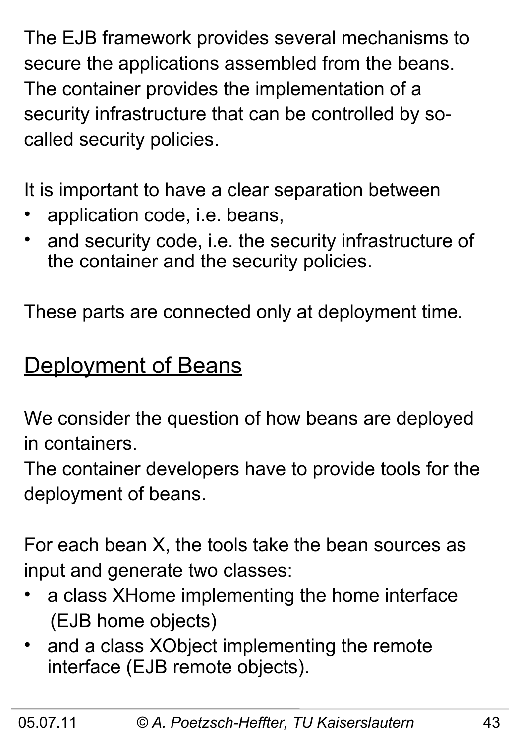The EJB framework provides several mechanisms to secure the applications assembled from the beans. The container provides the implementation of a security infrastructure that can be controlled by so-called security policies.

It is important to have a clear separation between

- application code, i.e. beans,
- and security code, i.e. the security infrastructure of the container and the security policies.

These parts are connected only at deployment time.

## Deployment of Beans

We consider the question of how beans are deployed in containers.
The container developers have to provide tools for the deployment of beans.

For each bean X, the tools take the bean sources as input and generate two classes:

- a class XHome implementing the home interface (EJB home objects)
- and a class XObject implementing the remote interface (EJB remote objects).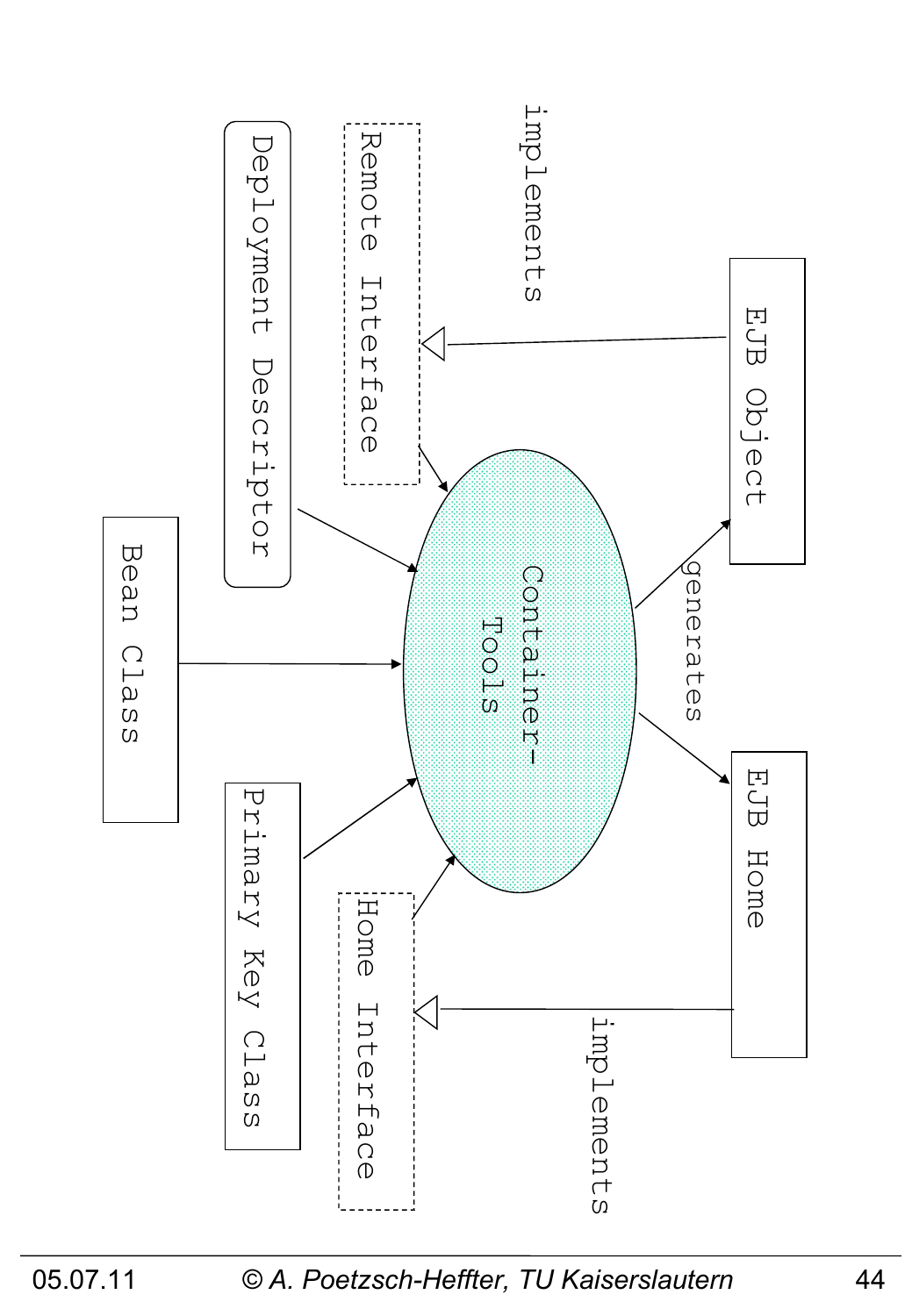Remote Interface

Deployment Descriptor

Bean Class

Primary Key Class

Home Interface

Container-Tools

EJB Object

EJB Home

implements

generates

implements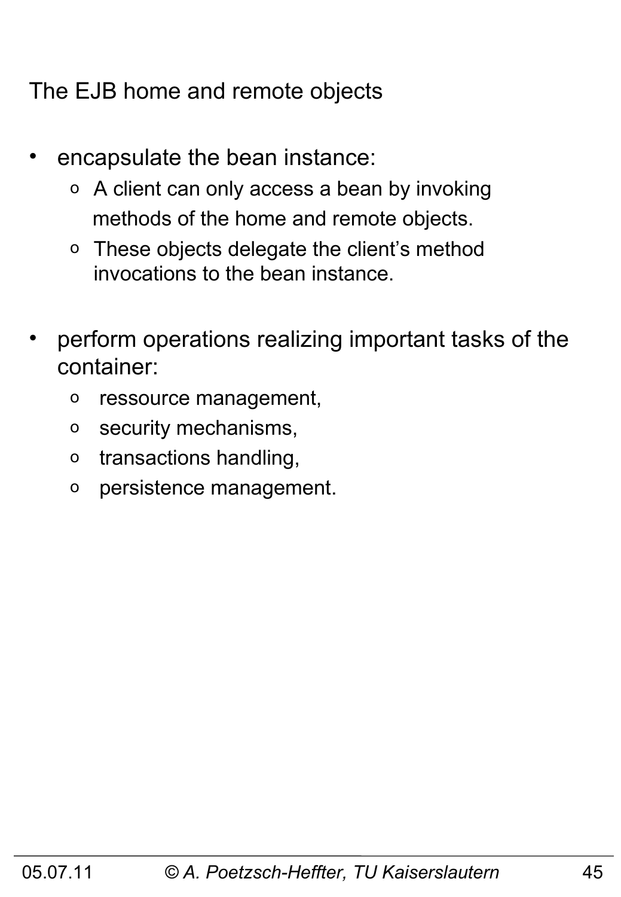## The EJB home and remote objects

- encapsulate the bean instance:
  - A client can only access a bean by invoking methods of the home and remote objects.
  - These objects delegate the client's method invocations to the bean instance.

- perform operations realizing important tasks of the container:
  - ressource management,
  - security mechanisms,
  - transactions handling,
  - persistence management.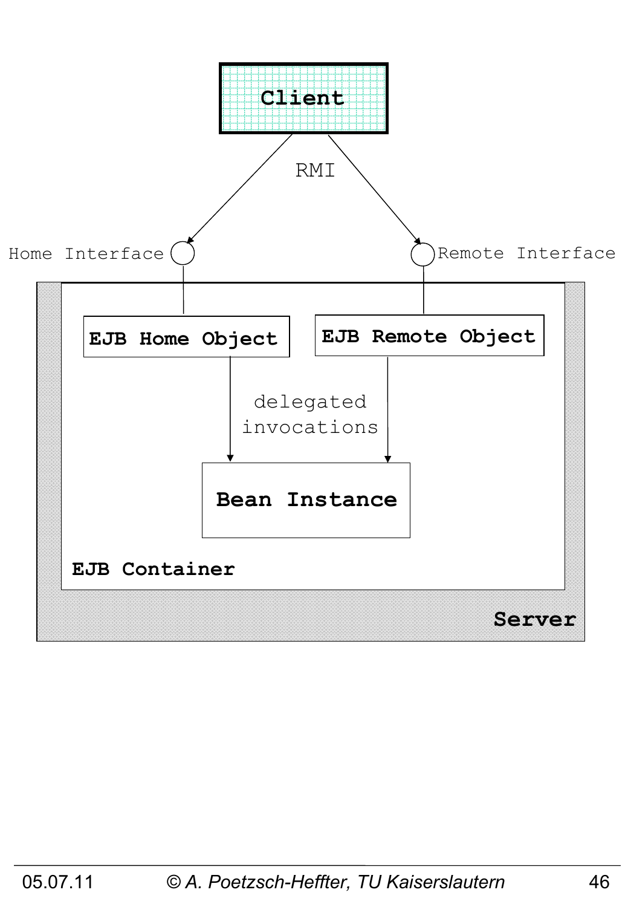Client

RMI

Home Interface

Remote Interface

EJB Home Object

EJB Remote Object

delegated invocations

Bean Instance

EJB Container

Server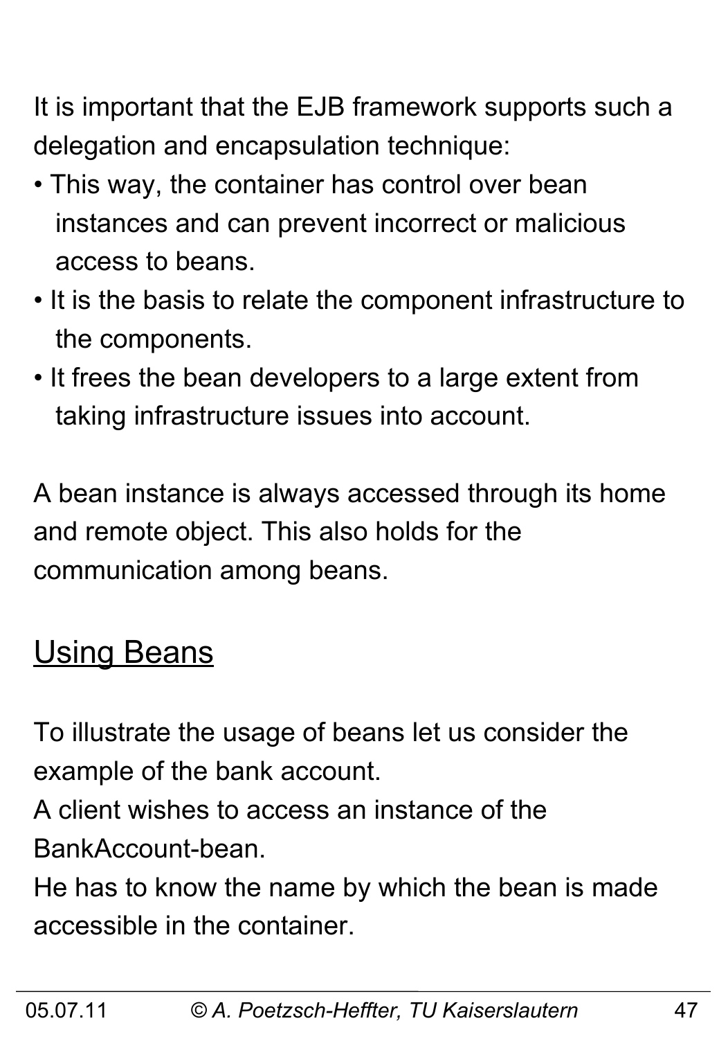It is important that the EJB framework supports such a delegation and encapsulation technique:

- This way, the container has control over bean instances and can prevent incorrect or malicious access to beans.
- It is the basis to relate the component infrastructure to the components.
- It frees the bean developers to a large extent from taking infrastructure issues into account.

A bean instance is always accessed through its home and remote object. This also holds for the communication among beans.

## Using Beans

To illustrate the usage of beans let us consider the example of the bank account.
A client wishes to access an instance of the BankAccount-bean.
He has to know the name by which the bean is made accessible in the container.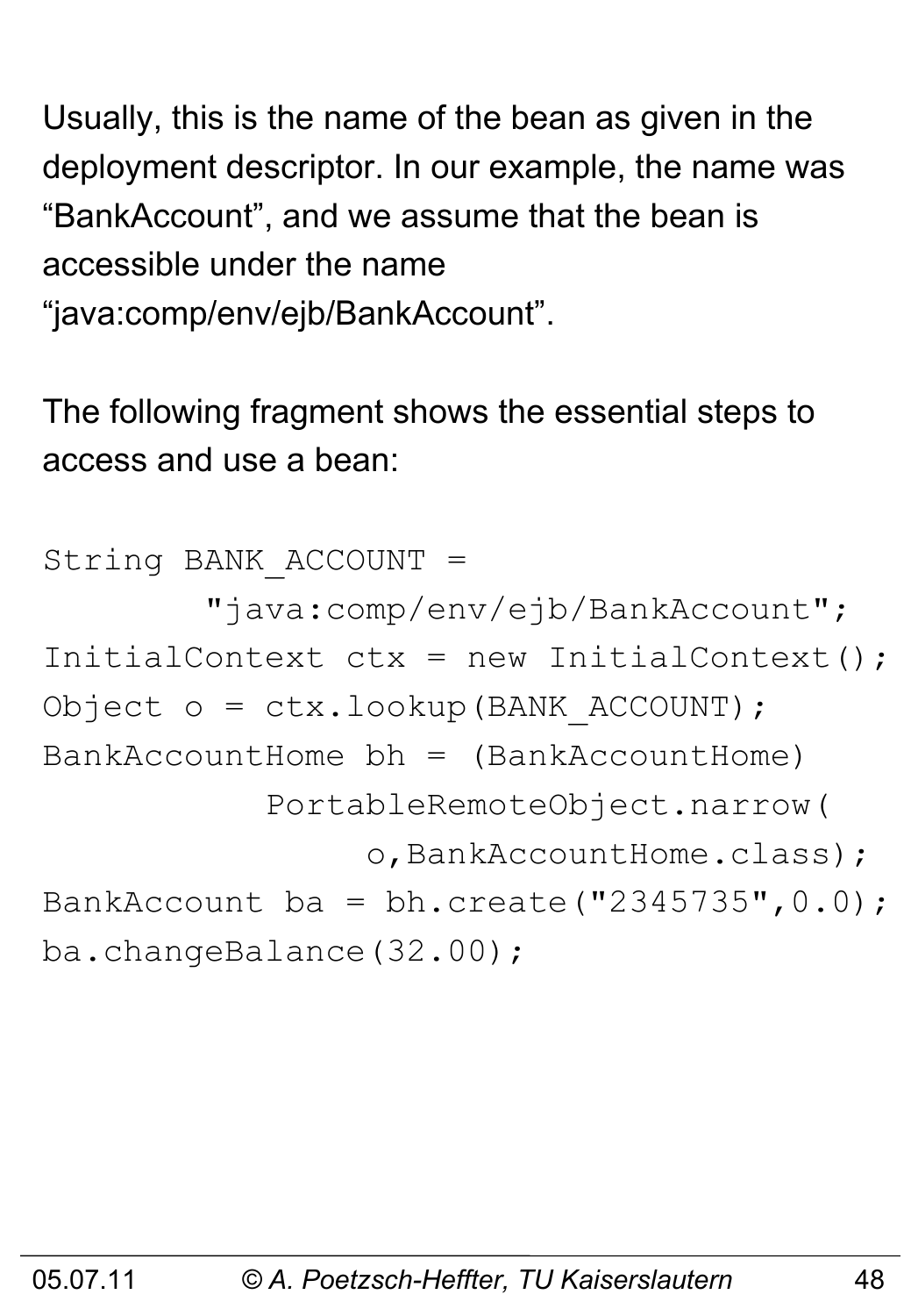Usually, this is the name of the bean as given in the deployment descriptor. In our example, the name was “BankAccount”, and we assume that the bean is accessible under the name “java:comp/env/ejb/BankAccount”.

The following fragment shows the essential steps to access and use a bean:

```
String BANK_ACCOUNT =
        "java:comp/env/ejb/BankAccount";
InitialContext ctx = new InitialContext();
Object o = ctx.lookup(BANK_ACCOUNT);
BankAccountHome bh = (BankAccountHome)
           PortableRemoteObject.narrow(
                o,BankAccountHome.class);
BankAccount ba = bh.create("2345735",0.0);
ba.changeBalance(32.00);
```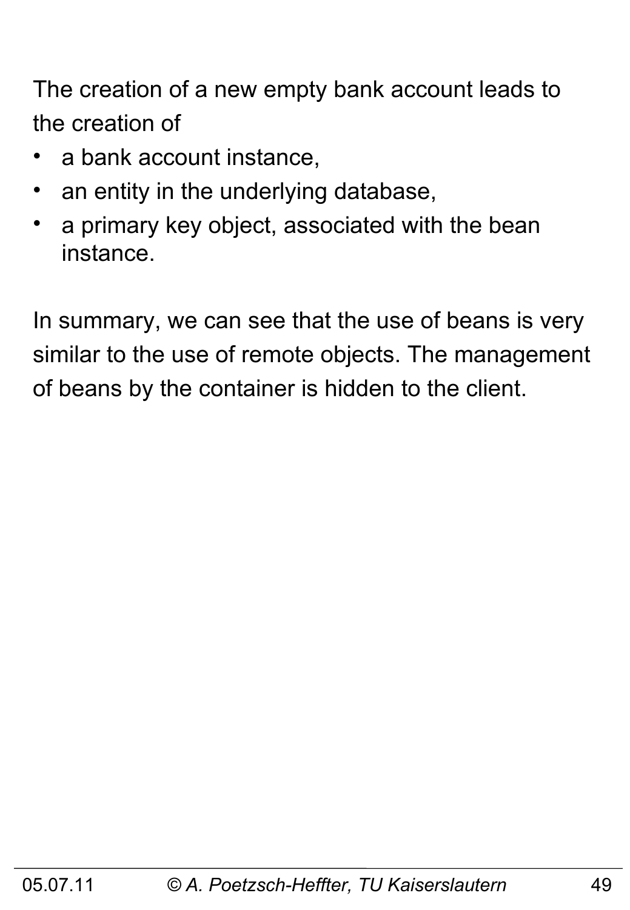The creation of a new empty bank account leads to the creation of

- a bank account instance,
- an entity in the underlying database,
- a primary key object, associated with the bean instance.

In summary, we can see that the use of beans is very similar to the use of remote objects. The management of beans by the container is hidden to the client.